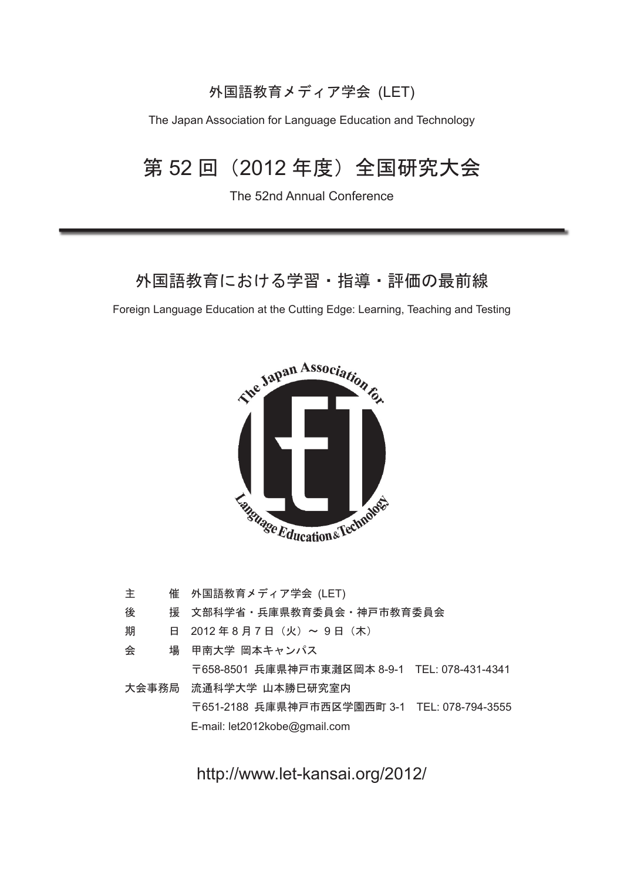外国語教育メディア学会 (LET)

The Japan Association for Language Education and Technology

# 第 52 回（2012 年度）全国研究大会

The 52nd Annual Conference

---

## 外国語教育における学習・指導・評価の最前線

Foreign Language Education at the Cutting Edge: Learning, Teaching and Testing

The Japan Association for Language Education & Technology

| | |
|---|---|
| 主　　催 | 外国語教育メディア学会 (LET) |
| 後　　援 | 文部科学省・兵庫県教育委員会・神戸市教育委員会 |
| 期　　日 | 2012 年 8 月 7 日（火）～ 9 日（木） |
| 会　　場 | 甲南大学 岡本キャンパス |
| | 〒658-8501 兵庫県神戸市東灘区岡本 8-9-1　TEL: 078-431-4341 |
| 大会事務局 | 流通科学大学 山本勝巳研究室内 |
| | 〒651-2188 兵庫県神戸市西区学園西町 3-1　TEL: 078-794-3555 |
| | E-mail: let2012kobe@gmail.com |

http://www.let-kansai.org/2012/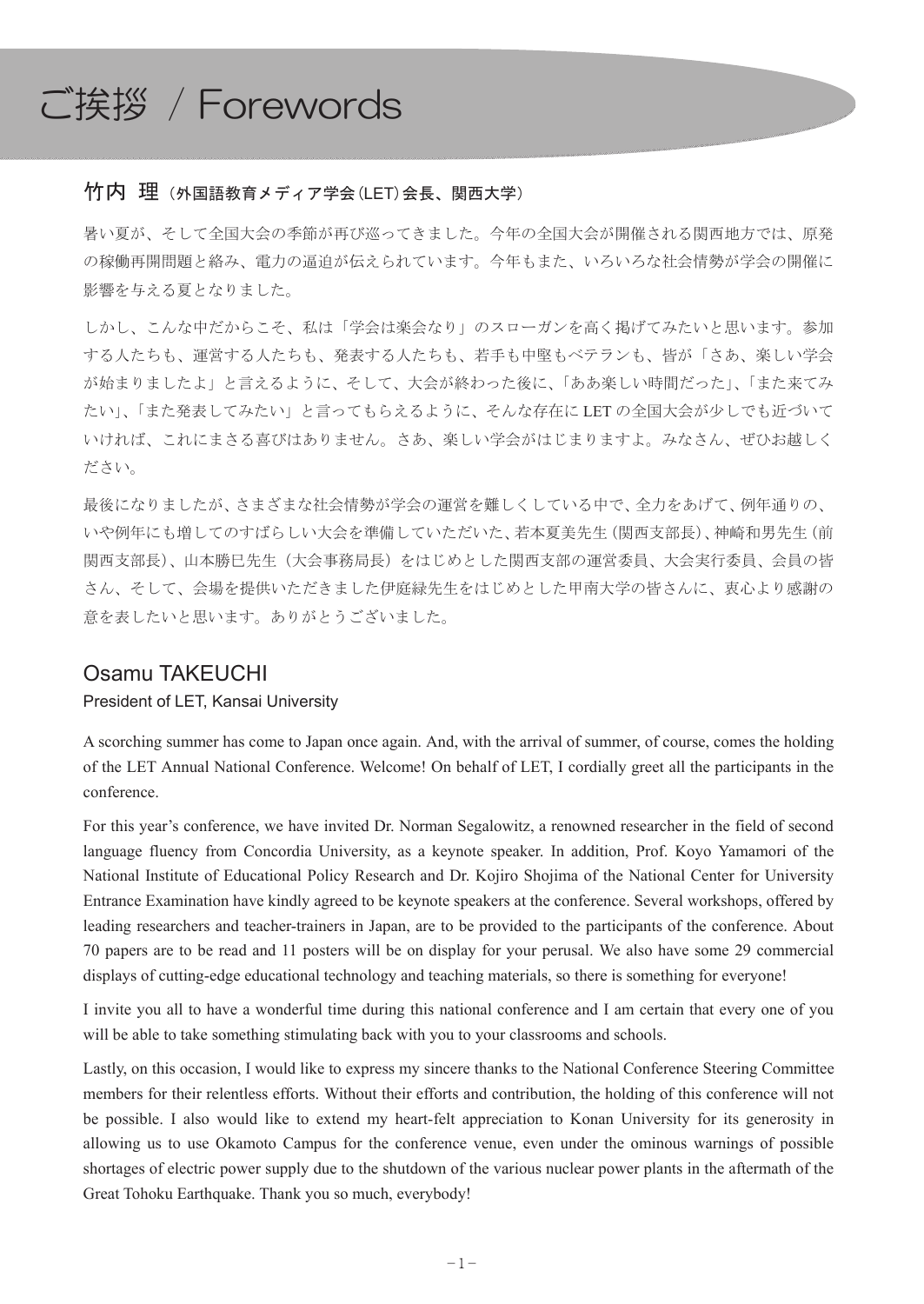# ご挨拶 / Forewords

## 竹内 理（外国語教育メディア学会(LET)会長、関西大学）

暑い夏が、そして全国大会の季節が再び巡ってきました。今年の全国大会が開催される関西地方では、原発の稼働再開問題と絡み、電力の逼迫が伝えられています。今年もまた、いろいろな社会情勢が学会の開催に影響を与える夏となりました。

しかし、こんな中だからこそ、私は「学会は楽会なり」のスローガンを高く掲げてみたいと思います。参加する人たちも、運営する人たちも、発表する人たちも、若手も中堅もベテランも、皆が「さあ、楽しい学会が始まりましたよ」と言えるように、そして、大会が終わった後に、「ああ楽しい時間だった」、「また来てみたい」、「また発表してみたい」と言ってもらえるように、そんな存在に LET の全国大会が少しでも近づいていければ、これにまさる喜びはありません。さあ、楽しい学会がはじまりますよ。みなさん、ぜひお越しください。

最後になりましたが、さまざまな社会情勢が学会の運営を難しくしている中で、全力をあげて、例年通りの、いや例年にも増してのすばらしい大会を準備していただいた、若本夏美先生（関西支部長）、神崎和男先生（前関西支部長）、山本勝巳先生（大会事務局長）をはじめとした関西支部の運営委員、大会実行委員、会員の皆さん、そして、会場を提供いただきました伊庭緑先生をはじめとした甲南大学の皆さんに、衷心より感謝の意を表したいと思います。ありがとうございました。

## Osamu TAKEUCHI

President of LET, Kansai University

A scorching summer has come to Japan once again. And, with the arrival of summer, of course, comes the holding of the LET Annual National Conference. Welcome! On behalf of LET, I cordially greet all the participants in the conference.

For this year's conference, we have invited Dr. Norman Segalowitz, a renowned researcher in the field of second language fluency from Concordia University, as a keynote speaker. In addition, Prof. Koyo Yamamori of the National Institute of Educational Policy Research and Dr. Kojiro Shojima of the National Center for University Entrance Examination have kindly agreed to be keynote speakers at the conference. Several workshops, offered by leading researchers and teacher-trainers in Japan, are to be provided to the participants of the conference. About 70 papers are to be read and 11 posters will be on display for your perusal. We also have some 29 commercial displays of cutting-edge educational technology and teaching materials, so there is something for everyone!

I invite you all to have a wonderful time during this national conference and I am certain that every one of you will be able to take something stimulating back with you to your classrooms and schools.

Lastly, on this occasion, I would like to express my sincere thanks to the National Conference Steering Committee members for their relentless efforts. Without their efforts and contribution, the holding of this conference will not be possible. I also would like to extend my heart-felt appreciation to Konan University for its generosity in allowing us to use Okamoto Campus for the conference venue, even under the ominous warnings of possible shortages of electric power supply due to the shutdown of the various nuclear power plants in the aftermath of the Great Tohoku Earthquake. Thank you so much, everybody!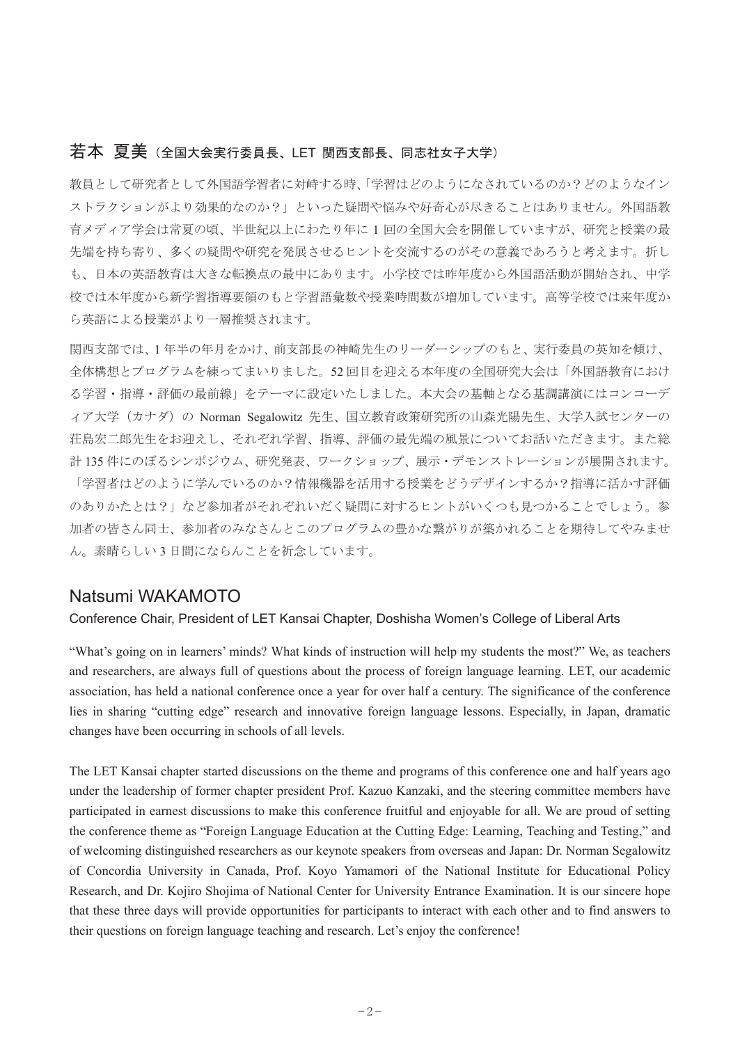## 若本 夏美（全国大会実行委員長、LET 関西支部長、同志社女子大学）

教員として研究者として外国語学習者に対峙する時、「学習はどのようになされているのか？どのようなインストラクションがより効果的なのか？」といった疑問や悩みや好奇心が尽きることはありません。外国語教育メディア学会は常夏の頃、半世紀以上にわたり年に 1 回の全国大会を開催していますが、研究と授業の最先端を持ち寄り、多くの疑問や研究を発展させるヒントを交流するのがその意義であろうと考えます。折しも、日本の英語教育は大きな転換点の最中にあります。小学校では昨年度から外国語活動が開始され、中学校では本年度から新学習指導要領のもと学習語彙数や授業時間数が増加しています。高等学校では来年度から英語による授業がより一層推奨されます。

関西支部では、1 年半の年月をかけ、前支部長の神崎先生のリーダーシップのもと、実行委員の英知を傾け、全体構想とプログラムを練ってまいりました。52 回目を迎える本年度の全国研究大会は「外国語教育における学習・指導・評価の最前線」をテーマに設定いたしました。本大会の基軸となる基調講演にはコンコーディア大学（カナダ）の Norman Segalowitz 先生、国立教育政策研究所の山森光陽先生、大学入試センターの荘島宏二郎先生をお迎えし、それぞれ学習、指導、評価の最先端の風景についてお話いただきます。また総計 135 件にのぼるシンポジウム、研究発表、ワークショップ、展示・デモンストレーションが展開されます。「学習者はどのように学んでいるのか？情報機器を活用する授業をどうデザインするか？指導に活かす評価のありかたとは？」など参加者がそれぞれいだく疑問に対するヒントがいくつも見つかることでしょう。参加者の皆さん同士、参加者のみなさんとこのプログラムの豊かな繋がりが築かれることを期待してやみません。素晴らしい 3 日間にならんことを祈念しています。

## Natsumi WAKAMOTO

Conference Chair, President of LET Kansai Chapter, Doshisha Women's College of Liberal Arts

"What's going on in learners' minds? What kinds of instruction will help my students the most?" We, as teachers and researchers, are always full of questions about the process of foreign language learning. LET, our academic association, has held a national conference once a year for over half a century. The significance of the conference lies in sharing "cutting edge" research and innovative foreign language lessons. Especially, in Japan, dramatic changes have been occurring in schools of all levels.

The LET Kansai chapter started discussions on the theme and programs of this conference one and half years ago under the leadership of former chapter president Prof. Kazuo Kanzaki, and the steering committee members have participated in earnest discussions to make this conference fruitful and enjoyable for all. We are proud of setting the conference theme as "Foreign Language Education at the Cutting Edge: Learning, Teaching and Testing," and of welcoming distinguished researchers as our keynote speakers from overseas and Japan: Dr. Norman Segalowitz of Concordia University in Canada, Prof. Koyo Yamamori of the National Institute for Educational Policy Research, and Dr. Kojiro Shojima of National Center for University Entrance Examination. It is our sincere hope that these three days will provide opportunities for participants to interact with each other and to find answers to their questions on foreign language teaching and research. Let's enjoy the conference!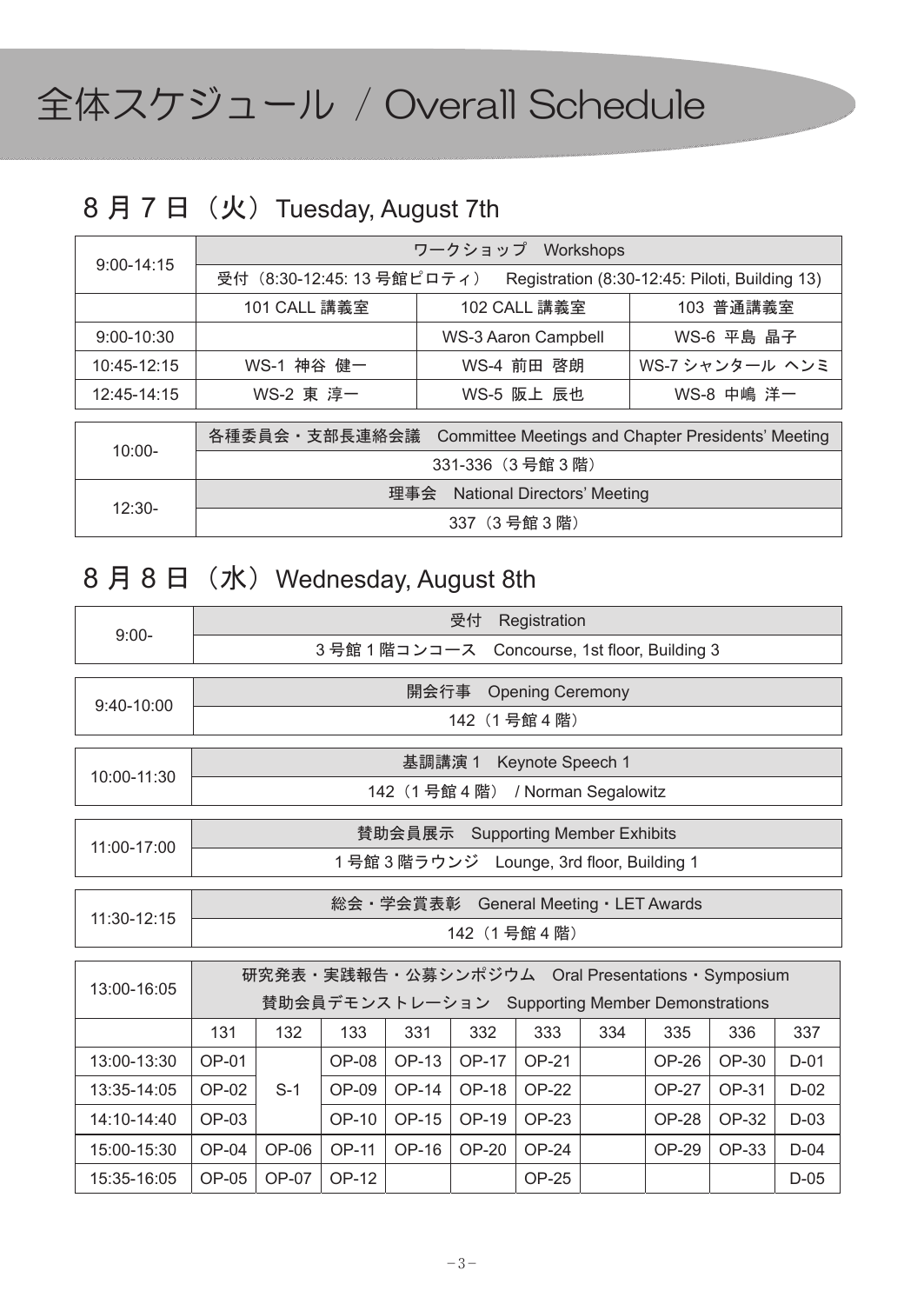# 全体スケジュール / Overall Schedule

## 8 月 7 日（火）Tuesday, August 7th

| 9:00-14:15 | ワークショップ　Workshops | | |
|---|---|---|---|
| | 受付（8:30-12:45: 13 号館ピロティ）　Registration (8:30-12:45: Piloti, Building 13) | | |
| | 101 CALL 講義室 | 102 CALL 講義室 | 103 普通講義室 |
| 9:00-10:30 | | WS-3 Aaron Campbell | WS-6 平島 晶子 |
| 10:45-12:15 | WS-1 神谷 健一 | WS-4 前田 啓朗 | WS-7 シャンタール ヘンミ |
| 12:45-14:15 | WS-2 東 淳一 | WS-5 阪上 辰也 | WS-8 中嶋 洋一 |

| 10:00- | 各種委員会・支部長連絡会議　Committee Meetings and Chapter Presidents' Meeting |
|---|---|
| | 331-336（3 号館 3 階） |
| 12:30- | 理事会　National Directors' Meeting |
| | 337（3 号館 3 階） |

## 8 月 8 日（水）Wednesday, August 8th

| 9:00- | 受付　Registration |
|---|---|
| | 3 号館 1 階コンコース　Concourse, 1st floor, Building 3 |
| 9:40-10:00 | 開会行事　Opening Ceremony |
| | 142（1 号館 4 階） |
| 10:00-11:30 | 基調講演 1　Keynote Speech 1 |
| | 142（1 号館 4 階）/ Norman Segalowitz |
| 11:00-17:00 | 賛助会員展示　Supporting Member Exhibits |
| | 1 号館 3 階ラウンジ　Lounge, 3rd floor, Building 1 |
| 11:30-12:15 | 総会・学会賞表彰　General Meeting・LET Awards |
| | 142（1 号館 4 階） |

| 13:00-16:05 | 研究発表・実践報告・公募シンポジウム　Oral Presentations・Symposium 賛助会員デモンストレーション　Supporting Member Demonstrations | | | | | | | | | |
|---|---|---|---|---|---|---|---|---|---|---|
| | 131 | 132 | 133 | 331 | 332 | 333 | 334 | 335 | 336 | 337 |
| 13:00-13:30 | OP-01 | S-1 | OP-08 | OP-13 | OP-17 | OP-21 | | OP-26 | OP-30 | D-01 |
| 13:35-14:05 | OP-02 | | OP-09 | OP-14 | OP-18 | OP-22 | | OP-27 | OP-31 | D-02 |
| 14:10-14:40 | OP-03 | | OP-10 | OP-15 | OP-19 | OP-23 | | OP-28 | OP-32 | D-03 |
| 15:00-15:30 | OP-04 | OP-06 | OP-11 | OP-16 | OP-20 | OP-24 | | OP-29 | OP-33 | D-04 |
| 15:35-16:05 | OP-05 | OP-07 | OP-12 | | | OP-25 | | | | D-05 |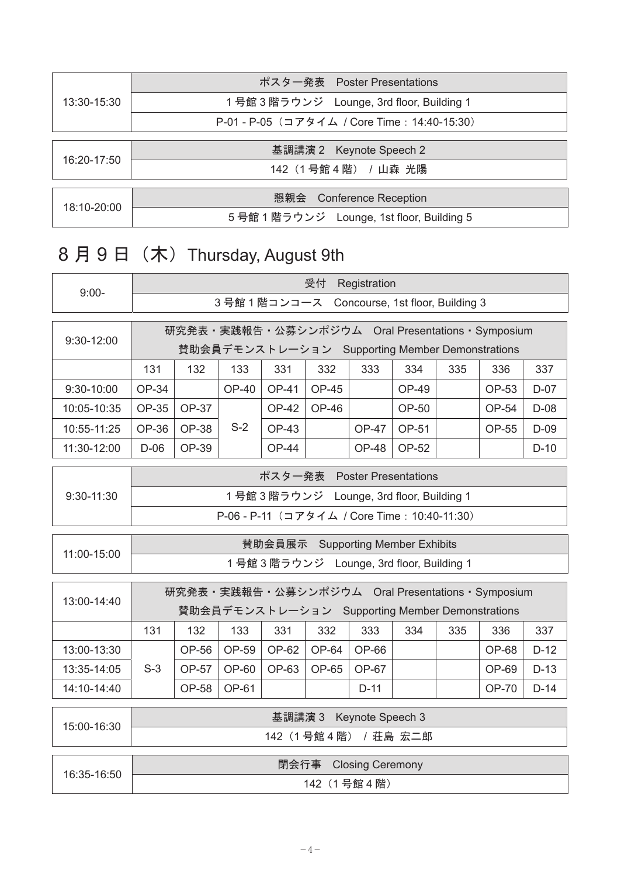| 13:30-15:30 | ポスター発表　Poster Presentations |
|---|---|
| | 1 号館 3 階ラウンジ　Lounge, 3rd floor, Building 1 |
| | P-01 - P-05（コアタイム / Core Time：14:40-15:30） |

| 16:20-17:50 | 基調講演 2　Keynote Speech 2 |
|---|---|
| | 142（1 号館 4 階） / 山森 光陽 |

| 18:10-20:00 | 懇親会　Conference Reception |
|---|---|
| | 5 号館 1 階ラウンジ　Lounge, 1st floor, Building 5 |

## 8 月 9 日（木）Thursday, August 9th

| 9:00- | 受付　Registration |
|---|---|
| | 3 号館 1 階コンコース　Concourse, 1st floor, Building 3 |

| 9:30-12:00 | 研究発表・実践報告・公募シンポジウム　Oral Presentations・Symposium<br>賛助会員デモンストレーション　Supporting Member Demonstrations | | | | | | | | | |
|---|---|---|---|---|---|---|---|---|---|---|
| | 131 | 132 | 133 | 331 | 332 | 333 | 334 | 335 | 336 | 337 |
| 9:30-10:00 | OP-34 | | OP-40 | OP-41 | OP-45 | | OP-49 | | OP-53 | D-07 |
| 10:05-10:35 | OP-35 | OP-37 | S-2 | OP-42 | OP-46 | | OP-50 | | OP-54 | D-08 |
| 10:55-11:25 | OP-36 | OP-38 | | OP-43 | | OP-47 | OP-51 | | OP-55 | D-09 |
| 11:30-12:00 | D-06 | OP-39 | | OP-44 | | OP-48 | OP-52 | | | D-10 |

| 9:30-11:30 | ポスター発表　Poster Presentations |
|---|---|
| | 1 号館 3 階ラウンジ　Lounge, 3rd floor, Building 1 |
| | P-06 - P-11（コアタイム / Core Time：10:40-11:30） |

| 11:00-15:00 | 賛助会員展示　Supporting Member Exhibits |
|---|---|
| | 1 号館 3 階ラウンジ　Lounge, 3rd floor, Building 1 |

| 13:00-14:40 | 研究発表・実践報告・公募シンポジウム　Oral Presentations・Symposium<br>賛助会員デモンストレーション　Supporting Member Demonstrations | | | | | | | | | |
|---|---|---|---|---|---|---|---|---|---|---|
| | 131 | 132 | 133 | 331 | 332 | 333 | 334 | 335 | 336 | 337 |
| 13:00-13:30 | S-3 | OP-56 | OP-59 | OP-62 | OP-64 | OP-66 | | | OP-68 | D-12 |
| 13:35-14:05 | | OP-57 | OP-60 | OP-63 | OP-65 | OP-67 | | | OP-69 | D-13 |
| 14:10-14:40 | | OP-58 | OP-61 | | | D-11 | | | OP-70 | D-14 |

| 15:00-16:30 | 基調講演 3　Keynote Speech 3 |
|---|---|
| | 142（1 号館 4 階） / 荘島 宏二郎 |

| 16:35-16:50 | 閉会行事　Closing Ceremony |
|---|---|
| | 142（1 号館 4 階） |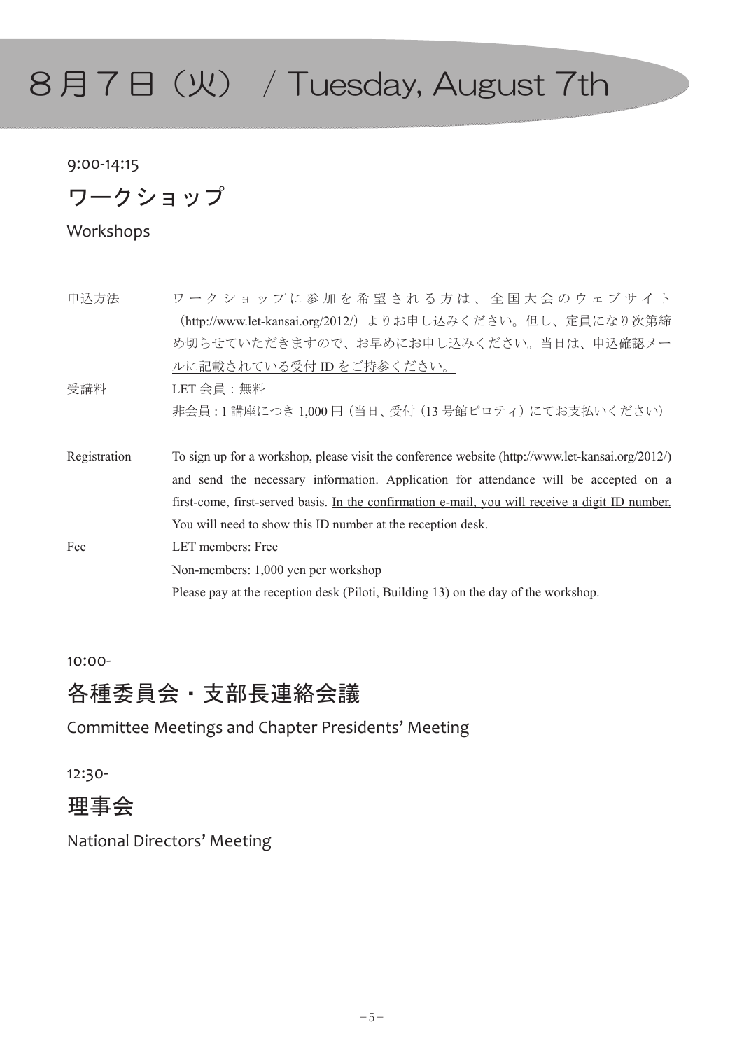# ８月７日（火） / Tuesday, August 7th

9:00-14:15

## ワークショップ

Workshops

| | |
|---|---|
| 申込方法 | ワークショップに参加を希望される方は、全国大会のウェブサイト（http://www.let-kansai.org/2012/）よりお申し込みください。但し、定員になり次第締め切らせていただきますので、お早めにお申し込みください。当日は、申込確認メールに記載されている受付 ID をご持参ください。 |
| 受講料 | LET 会員：無料<br>非会員 : 1 講座につき 1,000 円（当日、受付（13 号館ピロティ）にてお支払いください） |
| Registration | To sign up for a workshop, please visit the conference website (http://www.let-kansai.org/2012/) and send the necessary information. Application for attendance will be accepted on a first-come, first-served basis. In the confirmation e-mail, you will receive a digit ID number. You will need to show this ID number at the reception desk. |
| Fee | LET members: Free<br>Non-members: 1,000 yen per workshop<br>Please pay at the reception desk (Piloti, Building 13) on the day of the workshop. |

10:00-

## 各種委員会・支部長連絡会議

Committee Meetings and Chapter Presidents' Meeting

12:30-

## 理事会

National Directors' Meeting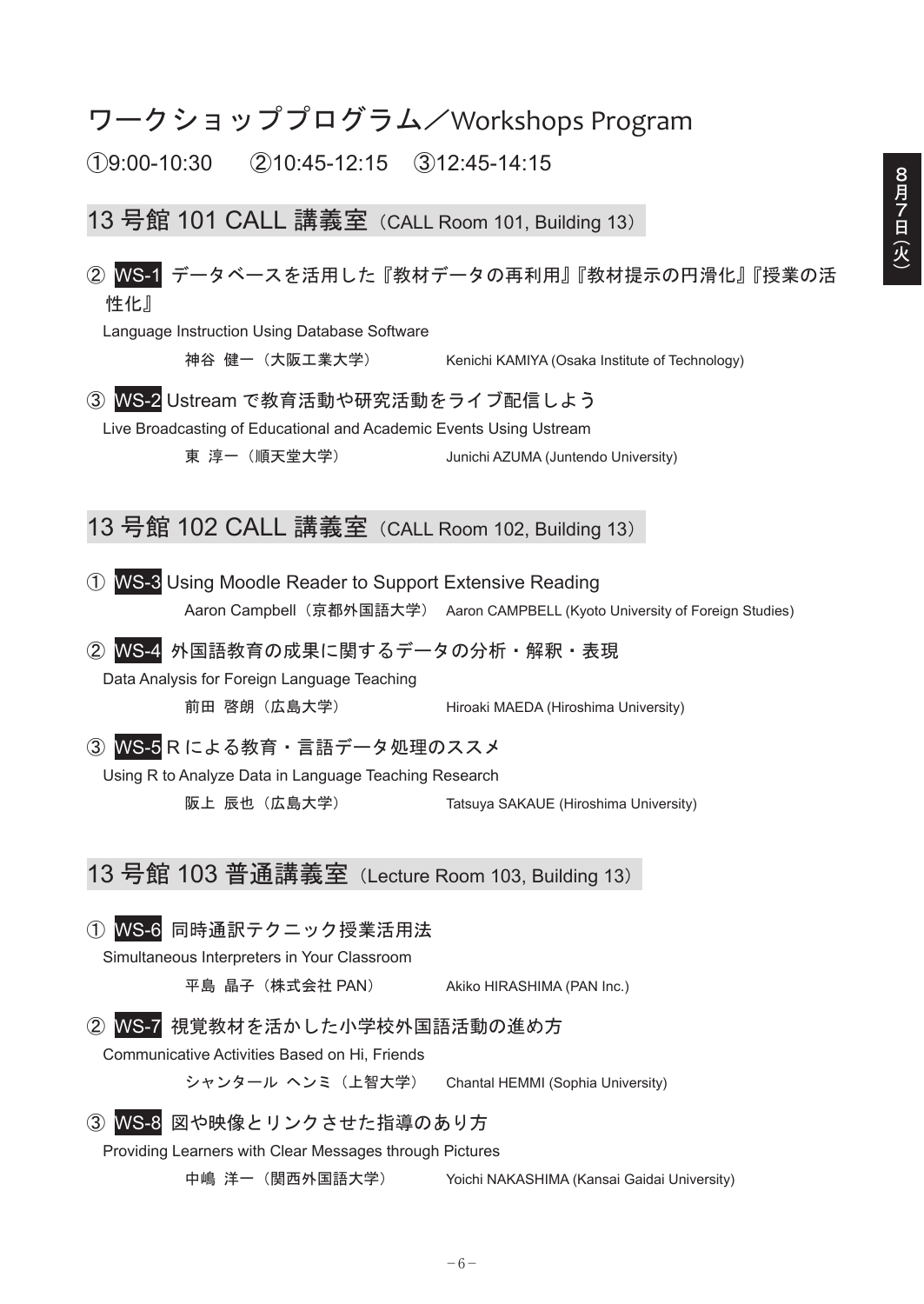# ワークショッププログラム／Workshops Program

①9:00-10:30　②10:45-12:15　③12:45-14:15

## 13 号館 101 CALL 講義室（CALL Room 101, Building 13）

② **WS-1** データベースを活用した『教材データの再利用』『教材提示の円滑化』『授業の活性化』

Language Instruction Using Database Software

神谷 健一（大阪工業大学）　Kenichi KAMIYA (Osaka Institute of Technology)

③ **WS-2** Ustream で教育活動や研究活動をライブ配信しよう

Live Broadcasting of Educational and Academic Events Using Ustream

東 淳一（順天堂大学）　Junichi AZUMA (Juntendo University)

## 13 号館 102 CALL 講義室（CALL Room 102, Building 13）

① **WS-3** Using Moodle Reader to Support Extensive Reading

Aaron Campbell（京都外国語大学）　Aaron CAMPBELL (Kyoto University of Foreign Studies)

② **WS-4** 外国語教育の成果に関するデータの分析・解釈・表現

Data Analysis for Foreign Language Teaching

前田 啓朗（広島大学）　Hiroaki MAEDA (Hiroshima University)

③ **WS-5** R による教育・言語データ処理のススメ

Using R to Analyze Data in Language Teaching Research

阪上 辰也（広島大学）　Tatsuya SAKAUE (Hiroshima University)

## 13 号館 103 普通講義室（Lecture Room 103, Building 13）

① **WS-6** 同時通訳テクニック授業活用法

Simultaneous Interpreters in Your Classroom

平島 晶子（株式会社 PAN）　Akiko HIRASHIMA (PAN Inc.)

② **WS-7** 視覚教材を活かした小学校外国語活動の進め方

Communicative Activities Based on Hi, Friends

シャンタール ヘンミ（上智大学）　Chantal HEMMI (Sophia University)

③ **WS-8** 図や映像とリンクさせた指導のあり方

Providing Learners with Clear Messages through Pictures

中嶋 洋一（関西外国語大学）　Yoichi NAKASHIMA (Kansai Gaidai University)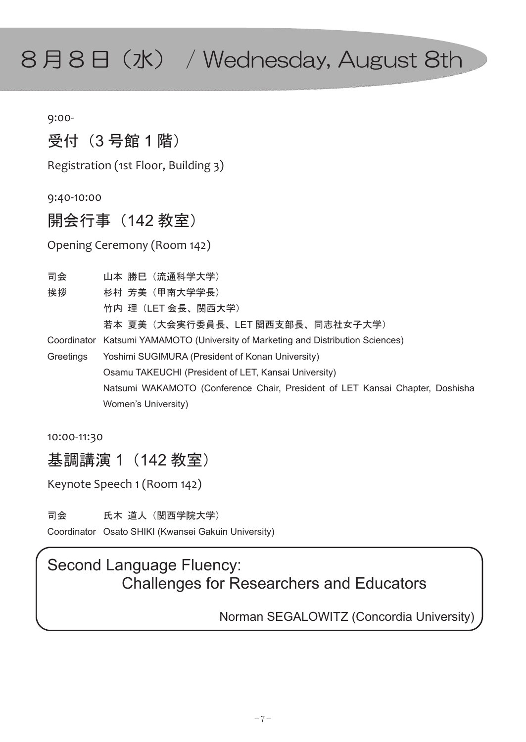# ８月８日（水） / Wednesday, August 8th

9:00-

## 受付（3 号館 1 階）

Registration (1st Floor, Building 3)

9:40-10:00

## 開会行事（142 教室）

Opening Ceremony (Room 142)

司会　山本 勝巳（流通科学大学）
挨拶　杉村 芳美（甲南大学学長）
竹内 理（LET 会長、関西大学）
若本 夏美（大会実行委員長、LET 関西支部長、同志社女子大学）

Coordinator　Katsumi YAMAMOTO (University of Marketing and Distribution Sciences)
Greetings　Yoshimi SUGIMURA (President of Konan University)
Osamu TAKEUCHI (President of LET, Kansai University)
Natsumi WAKAMOTO (Conference Chair, President of LET Kansai Chapter, Doshisha Women's University)

10:00-11:30

## 基調講演 1（142 教室）

Keynote Speech 1 (Room 142)

司会　氏木 道人（関西学院大学）
Coordinator　Osato SHIKI (Kwansei Gakuin University)

### Second Language Fluency: Challenges for Researchers and Educators

Norman SEGALOWITZ (Concordia University)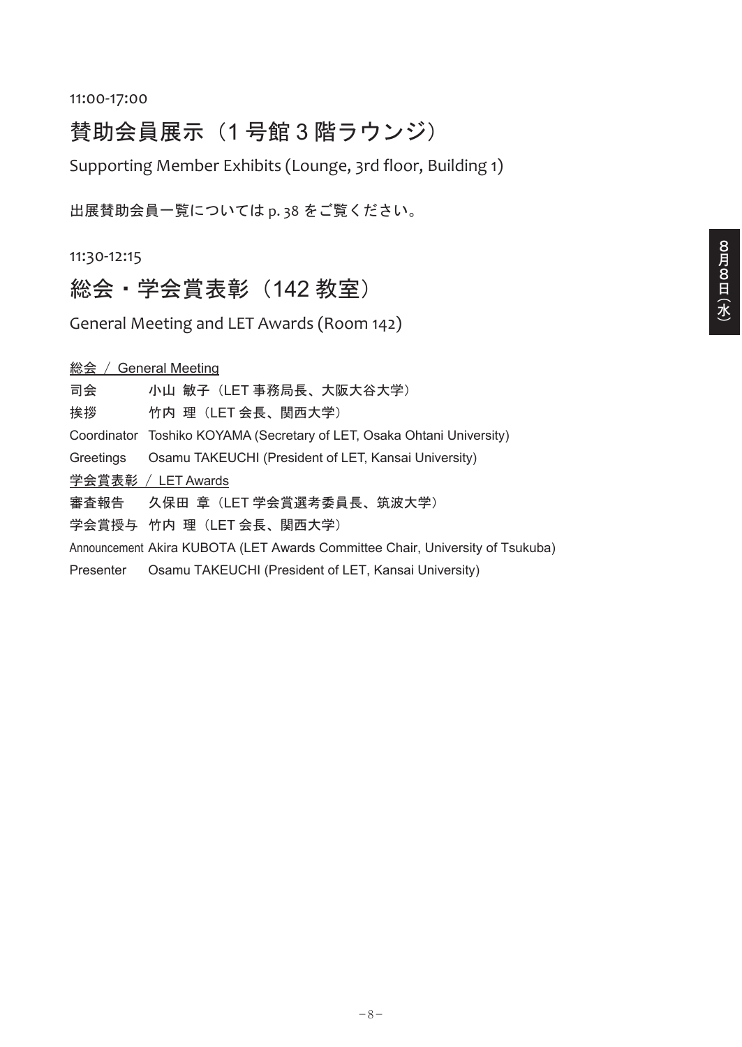11:00-17:00

## 賛助会員展示（1 号館 3 階ラウンジ）

Supporting Member Exhibits (Lounge, 3rd floor, Building 1)

出展賛助会員一覧については p. 38 をご覧ください。

11:30-12:15

## 総会・学会賞表彰（142 教室）

General Meeting and LET Awards (Room 142)

総会 ／ General Meeting

司会　　小山 敏子（LET 事務局長、大阪大谷大学）

挨拶　　竹内 理（LET 会長、関西大学）

Coordinator　Toshiko KOYAMA (Secretary of LET, Osaka Ohtani University)

Greetings　Osamu TAKEUCHI (President of LET, Kansai University)

学会賞表彰 ／ LET Awards

審査報告　久保田 章（LET 学会賞選考委員長、筑波大学）

学会賞授与　竹内 理（LET 会長、関西大学）

Announcement　Akira KUBOTA (LET Awards Committee Chair, University of Tsukuba)

Presenter　Osamu TAKEUCHI (President of LET, Kansai University)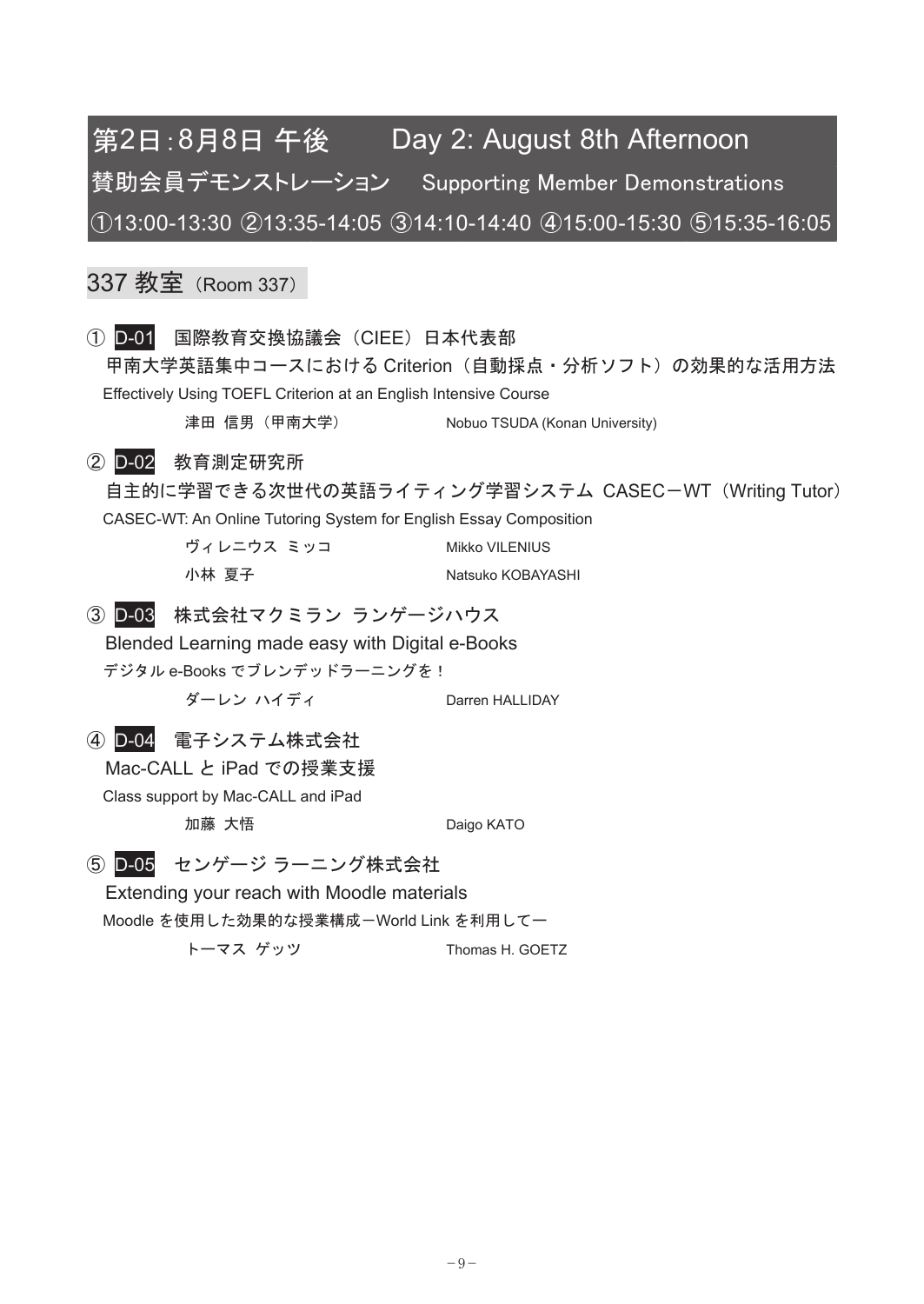# 第2日：8月8日 午後　　Day 2: August 8th Afternoon

## 賛助会員デモンストレーション　Supporting Member Demonstrations

①13:00-13:30 ②13:35-14:05 ③14:10-14:40 ④15:00-15:30 ⑤15:35-16:05

### 337 教室（Room 337）

① D-01　国際教育交換協議会（CIEE）日本代表部

甲南大学英語集中コースにおける Criterion（自動採点・分析ソフト）の効果的な活用方法

Effectively Using TOEFL Criterion at an English Intensive Course

津田 信男（甲南大学）　　Nobuo TSUDA (Konan University)

② D-02　教育測定研究所

自主的に学習できる次世代の英語ライティング学習システム CASEC－WT（Writing Tutor）

CASEC-WT: An Online Tutoring System for English Essay Composition

ヴィレニウス ミッコ　　Mikko VILENIUS

小林 夏子　　Natsuko KOBAYASHI

③ D-03　株式会社マクミラン ランゲージハウス

Blended Learning made easy with Digital e-Books

デジタル e-Books でブレンデッドラーニングを！

ダーレン ハイディ　　Darren HALLIDAY

④ D-04　電子システム株式会社

Mac-CALL と iPad での授業支援

Class support by Mac-CALL and iPad

加藤 大悟　　Daigo KATO

⑤ D-05　センゲージ ラーニング株式会社

Extending your reach with Moodle materials

Moodle を使用した効果的な授業構成－World Link を利用して－

トーマス ゲッツ　　Thomas H. GOETZ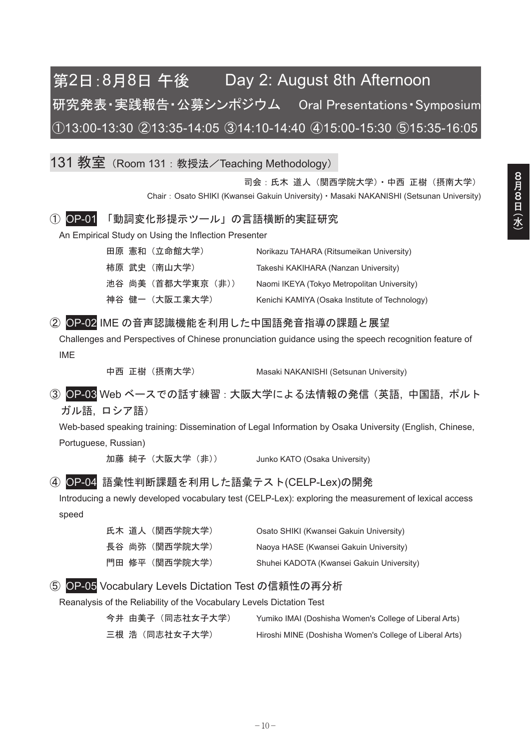# 第2日：8月8日 午後　Day 2: August 8th Afternoon

## 研究発表・実践報告・公募シンポジウム　Oral Presentations・Symposium

①13:00-13:30 ②13:35-14:05 ③14:10-14:40 ④15:00-15:30 ⑤15:35-16:05

## 131 教室（Room 131：教授法／Teaching Methodology）

司会：氏木 道人（関西学院大学）・中西 正樹（摂南大学）

Chair：Osato SHIKI (Kwansei Gakuin University)・Masaki NAKANISHI (Setsunan University)

### ① OP-01 「動詞変化形提示ツール」の言語横断的実証研究

An Empirical Study on Using the Inflection Presenter

| | |
|---|---|
| 田原 憲和（立命館大学） | Norikazu TAHARA (Ritsumeikan University) |
| 柿原 武史（南山大学） | Takeshi KAKIHARA (Nanzan University) |
| 池谷 尚美（首都大学東京（非）） | Naomi IKEYA (Tokyo Metropolitan University) |
| 神谷 健一（大阪工業大学） | Kenichi KAMIYA (Osaka Institute of Technology) |

### ② OP-02 IME の音声認識機能を利用した中国語発音指導の課題と展望

Challenges and Perspectives of Chinese pronunciation guidance using the speech recognition feature of IME

| | |
|---|---|
| 中西 正樹（摂南大学） | Masaki NAKANISHI (Setsunan University) |

### ③ OP-03 Web ベースでの話す練習：大阪大学による法情報の発信（英語，中国語，ポルトガル語，ロシア語）

Web-based speaking training: Dissemination of Legal Information by Osaka University (English, Chinese, Portuguese, Russian)

| | |
|---|---|
| 加藤 純子（大阪大学（非）） | Junko KATO (Osaka University) |

### ④ OP-04 語彙性判断課題を利用した語彙テスト(CELP-Lex)の開発

Introducing a newly developed vocabulary test (CELP-Lex): exploring the measurement of lexical access speed

| | |
|---|---|
| 氏木 道人（関西学院大学） | Osato SHIKI (Kwansei Gakuin University) |
| 長谷 尚弥（関西学院大学） | Naoya HASE (Kwansei Gakuin University) |
| 門田 修平（関西学院大学） | Shuhei KADOTA (Kwansei Gakuin University) |

### ⑤ OP-05 Vocabulary Levels Dictation Test の信頼性の再分析

Reanalysis of the Reliability of the Vocabulary Levels Dictation Test

| | |
|---|---|
| 今井 由美子（同志社女子大学） | Yumiko IMAI (Doshisha Women's College of Liberal Arts) |
| 三根 浩（同志社女子大学） | Hiroshi MINE (Doshisha Women's College of Liberal Arts) |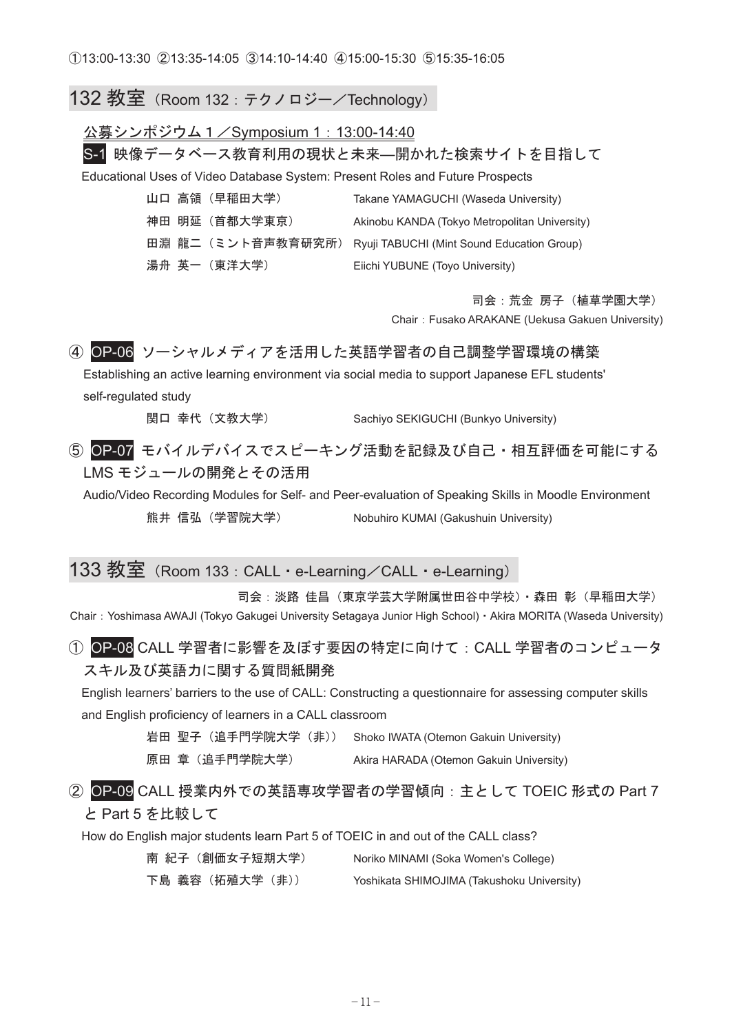①13:00-13:30 ②13:35-14:05 ③14:10-14:40 ④15:00-15:30 ⑤15:35-16:05

## 132 教室（Room 132：テクノロジー／Technology）

公募シンポジウム１／Symposium 1：13:00-14:40

### S-1 映像データベース教育利用の現状と未来—開かれた検索サイトを目指して

Educational Uses of Video Database System: Present Roles and Future Prospects

| | |
|---|---|
| 山口 高領（早稲田大学） | Takane YAMAGUCHI (Waseda University) |
| 神田 明延（首都大学東京） | Akinobu KANDA (Tokyo Metropolitan University) |
| 田淵 龍二（ミント音声教育研究所） | Ryuji TABUCHI (Mint Sound Education Group) |
| 湯舟 英一（東洋大学） | Eiichi YUBUNE (Toyo University) |

司会：荒金 房子（植草学園大学）
Chair：Fusako ARAKANE (Uekusa Gakuen University)

### ④ OP-06 ソーシャルメディアを活用した英語学習者の自己調整学習環境の構築

Establishing an active learning environment via social media to support Japanese EFL students' self-regulated study

関口 幸代（文教大学）　Sachiyo SEKIGUCHI (Bunkyo University)

### ⑤ OP-07 モバイルデバイスでスピーキング活動を記録及び自己・相互評価を可能にするLMS モジュールの開発とその活用

Audio/Video Recording Modules for Self- and Peer-evaluation of Speaking Skills in Moodle Environment

熊井 信弘（学習院大学）　Nobuhiro KUMAI (Gakushuin University)

## 133 教室（Room 133：CALL・e-Learning／CALL・e-Learning）

司会：淡路 佳昌（東京学芸大学附属世田谷中学校）・森田 彰（早稲田大学）
Chair：Yoshimasa AWAJI (Tokyo Gakugei University Setagaya Junior High School)・Akira MORITA (Waseda University)

### ① OP-08 CALL 学習者に影響を及ぼす要因の特定に向けて：CALL 学習者のコンピュータスキル及び英語力に関する質問紙開発

English learners' barriers to the use of CALL: Constructing a questionnaire for assessing computer skills and English proficiency of learners in a CALL classroom

| | |
|---|---|
| 岩田 聖子（追手門学院大学（非）） | Shoko IWATA (Otemon Gakuin University) |
| 原田 章（追手門学院大学） | Akira HARADA (Otemon Gakuin University) |

### ② OP-09 CALL 授業内外での英語専攻学習者の学習傾向：主として TOEIC 形式の Part 7 と Part 5 を比較して

How do English major students learn Part 5 of TOEIC in and out of the CALL class?

| | |
|---|---|
| 南 紀子（創価女子短期大学） | Noriko MINAMI (Soka Women's College) |
| 下島 義容（拓殖大学（非）） | Yoshikata SHIMOJIMA (Takushoku University) |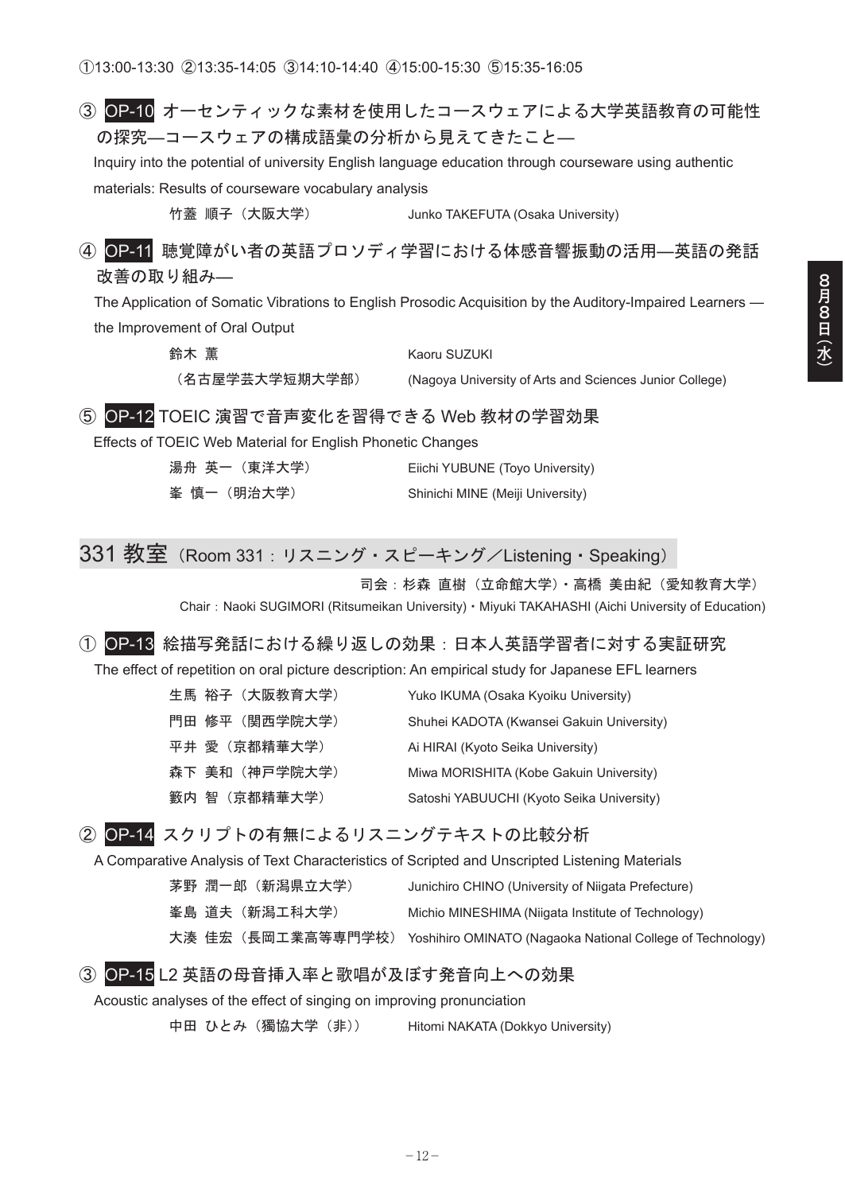①13:00-13:30 ②13:35-14:05 ③14:10-14:40 ④15:00-15:30 ⑤15:35-16:05

### ③ OP-10 オーセンティックな素材を使用したコースウェアによる大学英語教育の可能性の探究—コースウェアの構成語彙の分析から見えてきたこと—

Inquiry into the potential of university English language education through courseware using authentic materials: Results of courseware vocabulary analysis

竹蓋 順子（大阪大学）　Junko TAKEFUTA (Osaka University)

### ④ OP-11 聴覚障がい者の英語プロソディ学習における体感音響振動の活用—英語の発話改善の取り組み—

The Application of Somatic Vibrations to English Prosodic Acquisition by the Auditory-Impaired Learners — the Improvement of Oral Output

鈴木 薫（名古屋学芸大学短期大学部）　Kaoru SUZUKI (Nagoya University of Arts and Sciences Junior College)

### ⑤ OP-12 TOEIC 演習で音声変化を習得できる Web 教材の学習効果

Effects of TOEIC Web Material for English Phonetic Changes

湯舟 英一（東洋大学）　Eiichi YUBUNE (Toyo University)
峯 慎一（明治大学）　Shinichi MINE (Meiji University)

## 331 教室（Room 331：リスニング・スピーキング／Listening・Speaking）

司会：杉森 直樹（立命館大学）・高橋 美由紀（愛知教育大学）
Chair：Naoki SUGIMORI (Ritsumeikan University)・Miyuki TAKAHASHI (Aichi University of Education)

### ① OP-13 絵描写発話における繰り返しの効果：日本人英語学習者に対する実証研究

The effect of repetition on oral picture description: An empirical study for Japanese EFL learners

生馬 裕子（大阪教育大学）　Yuko IKUMA (Osaka Kyoiku University)
門田 修平（関西学院大学）　Shuhei KADOTA (Kwansei Gakuin University)
平井 愛（京都精華大学）　Ai HIRAI (Kyoto Seika University)
森下 美和（神戸学院大学）　Miwa MORISHITA (Kobe Gakuin University)
籔内 智（京都精華大学）　Satoshi YABUUCHI (Kyoto Seika University)

### ② OP-14 スクリプトの有無によるリスニングテキストの比較分析

A Comparative Analysis of Text Characteristics of Scripted and Unscripted Listening Materials

茅野 潤一郎（新潟県立大学）　Junichiro CHINO (University of Niigata Prefecture)
峯島 道夫（新潟工科大学）　Michio MINESHIMA (Niigata Institute of Technology)
大湊 佳宏（長岡工業高等専門学校）　Yoshihiro OMINATO (Nagaoka National College of Technology)

### ③ OP-15 L2 英語の母音挿入率と歌唱が及ぼす発音向上への効果

Acoustic analyses of the effect of singing on improving pronunciation

中田 ひとみ（獨協大学（非））　Hitomi NAKATA (Dokkyo University)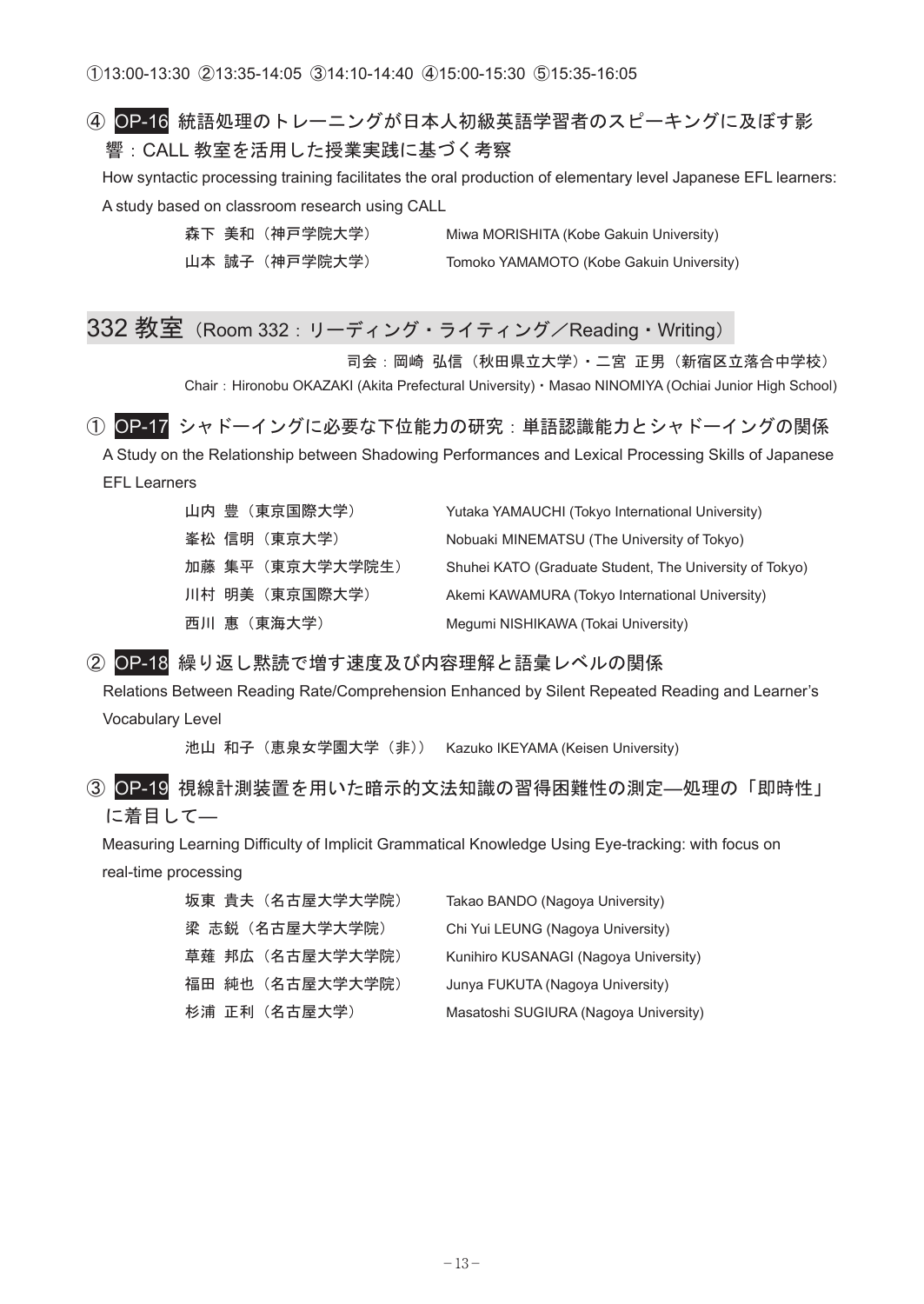①13:00-13:30 ②13:35-14:05 ③14:10-14:40 ④15:00-15:30 ⑤15:35-16:05

### ④ OP-16 統語処理のトレーニングが日本人初級英語学習者のスピーキングに及ぼす影響：CALL 教室を活用した授業実践に基づく考察

How syntactic processing training facilitates the oral production of elementary level Japanese EFL learners: A study based on classroom research using CALL

| | |
|---|---|
| 森下 美和（神戸学院大学） | Miwa MORISHITA (Kobe Gakuin University) |
| 山本 誠子（神戸学院大学） | Tomoko YAMAMOTO (Kobe Gakuin University) |

## 332 教室（Room 332：リーディング・ライティング／Reading・Writing）

司会：岡崎 弘信（秋田県立大学）・二宮 正男（新宿区立落合中学校）

Chair：Hironobu OKAZAKI (Akita Prefectural University)・Masao NINOMIYA (Ochiai Junior High School)

### ① OP-17 シャドーイングに必要な下位能力の研究：単語認識能力とシャドーイングの関係

A Study on the Relationship between Shadowing Performances and Lexical Processing Skills of Japanese EFL Learners

| | |
|---|---|
| 山内 豊（東京国際大学） | Yutaka YAMAUCHI (Tokyo International University) |
| 峯松 信明（東京大学） | Nobuaki MINEMATSU (The University of Tokyo) |
| 加藤 集平（東京大学大学院生） | Shuhei KATO (Graduate Student, The University of Tokyo) |
| 川村 明美（東京国際大学） | Akemi KAWAMURA (Tokyo International University) |
| 西川 惠（東海大学） | Megumi NISHIKAWA (Tokai University) |

### ② OP-18 繰り返し黙読で増す速度及び内容理解と語彙レベルの関係

Relations Between Reading Rate/Comprehension Enhanced by Silent Repeated Reading and Learner's Vocabulary Level

| | |
|---|---|
| 池山 和子（恵泉女学園大学（非）） | Kazuko IKEYAMA (Keisen University) |

### ③ OP-19 視線計測装置を用いた暗示的文法知識の習得困難性の測定—処理の「即時性」に着目して—

Measuring Learning Difficulty of Implicit Grammatical Knowledge Using Eye-tracking: with focus on real-time processing

| | |
|---|---|
| 坂東 貴夫（名古屋大学大学院） | Takao BANDO (Nagoya University) |
| 梁 志鋭（名古屋大学大学院） | Chi Yui LEUNG (Nagoya University) |
| 草薙 邦広（名古屋大学大学院） | Kunihiro KUSANAGI (Nagoya University) |
| 福田 純也（名古屋大学大学院） | Junya FUKUTA (Nagoya University) |
| 杉浦 正利（名古屋大学） | Masatoshi SUGIURA (Nagoya University) |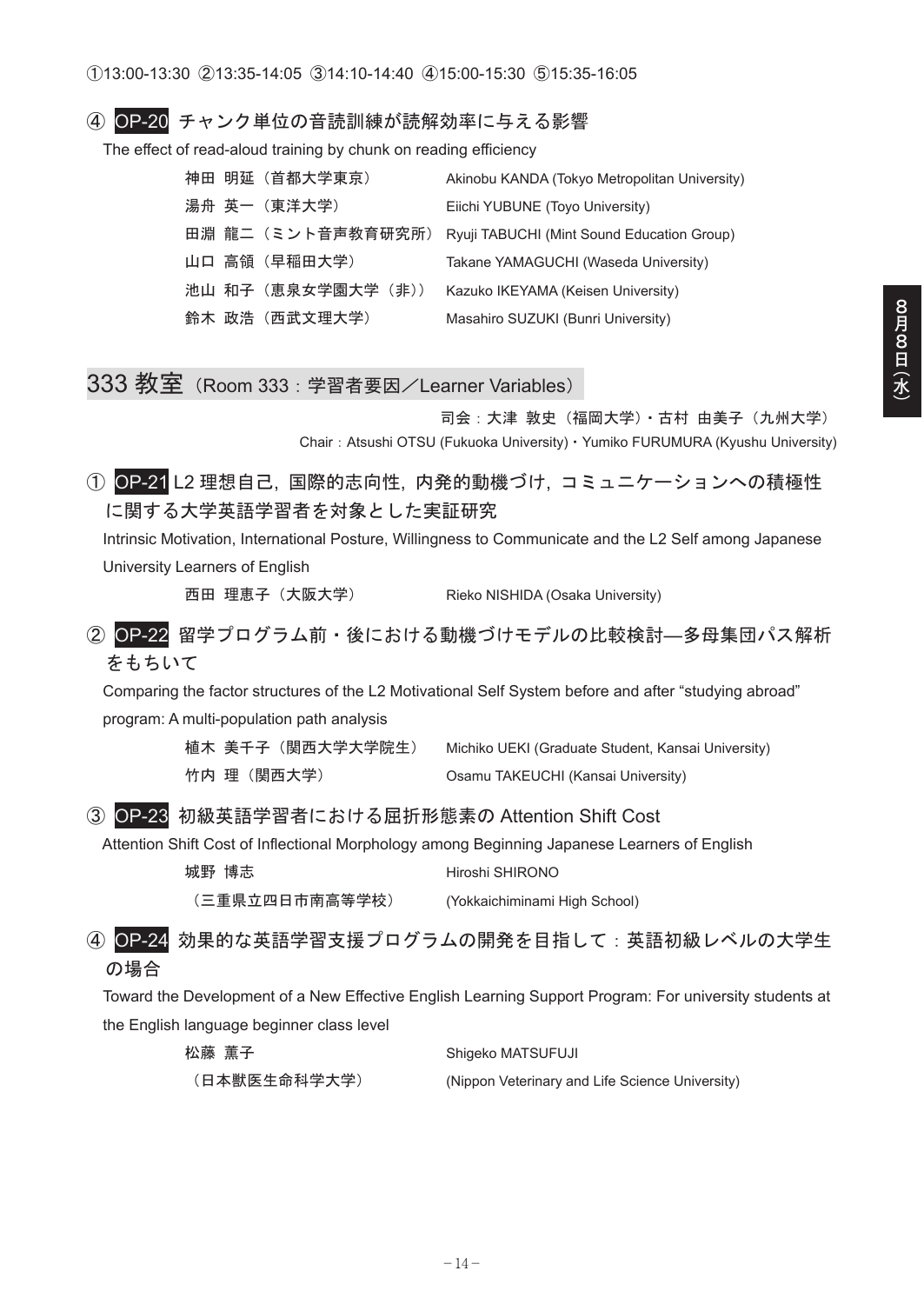①13:00-13:30 ②13:35-14:05 ③14:10-14:40 ④15:00-15:30 ⑤15:35-16:05

④ OP-20 チャンク単位の音読訓練が読解効率に与える影響

The effect of read-aloud training by chunk on reading efficiency

| | |
|---|---|
| 神田 明延（首都大学東京） | Akinobu KANDA (Tokyo Metropolitan University) |
| 湯舟 英一（東洋大学） | Eiichi YUBUNE (Toyo University) |
| 田淵 龍二（ミント音声教育研究所） | Ryuji TABUCHI (Mint Sound Education Group) |
| 山口 高領（早稲田大学） | Takane YAMAGUCHI (Waseda University) |
| 池山 和子（恵泉女学園大学（非）） | Kazuko IKEYAMA (Keisen University) |
| 鈴木 政浩（西武文理大学） | Masahiro SUZUKI (Bunri University) |

## 333 教室（Room 333：学習者要因／Learner Variables）

司会：大津 敦史（福岡大学）・古村 由美子（九州大学）

Chair：Atsushi OTSU (Fukuoka University)・Yumiko FURUMURA (Kyushu University)

① OP-21 L2 理想自己，国際的志向性，内発的動機づけ，コミュニケーションへの積極性に関する大学英語学習者を対象とした実証研究

Intrinsic Motivation, International Posture, Willingness to Communicate and the L2 Self among Japanese University Learners of English

西田 理恵子（大阪大学）　Rieko NISHIDA (Osaka University)

② OP-22 留学プログラム前・後における動機づけモデルの比較検討―多母集団パス解析をもちいて

Comparing the factor structures of the L2 Motivational Self System before and after “studying abroad” program: A multi-population path analysis

| | |
|---|---|
| 植木 美千子（関西大学大学院生） | Michiko UEKI (Graduate Student, Kansai University) |
| 竹内 理（関西大学） | Osamu TAKEUCHI (Kansai University) |

③ OP-23 初級英語学習者における屈折形態素の Attention Shift Cost

Attention Shift Cost of Inflectional Morphology among Beginning Japanese Learners of English

城野 博志（三重県立四日市南高等学校）　Hiroshi SHIRONO (Yokkaichiminami High School)

④ OP-24 効果的な英語学習支援プログラムの開発を目指して：英語初級レベルの大学生の場合

Toward the Development of a New Effective English Learning Support Program: For university students at the English language beginner class level

松藤 薫子（日本獣医生命科学大学）　Shigeko MATSUFUJI (Nippon Veterinary and Life Science University)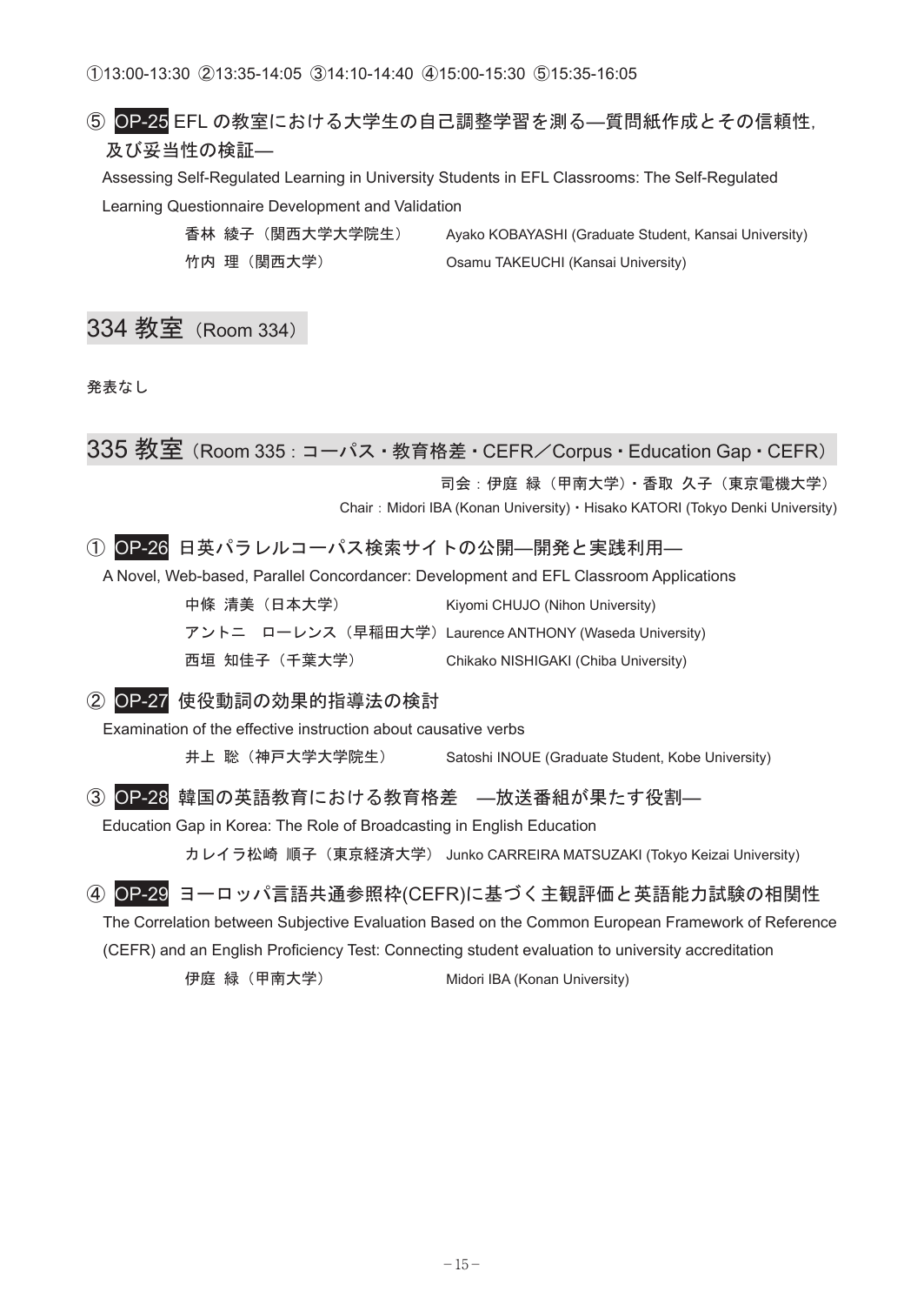①13:00-13:30 ②13:35-14:05 ③14:10-14:40 ④15:00-15:30 ⑤15:35-16:05

⑤ OP-25 EFL の教室における大学生の自己調整学習を測る―質問紙作成とその信頼性，及び妥当性の検証―

Assessing Self-Regulated Learning in University Students in EFL Classrooms: The Self-Regulated Learning Questionnaire Development and Validation

香林 綾子（関西大学大学院生）　Ayako KOBAYASHI (Graduate Student, Kansai University)

竹内 理（関西大学）　Osamu TAKEUCHI (Kansai University)

## 334 教室（Room 334）

発表なし

## 335 教室（Room 335：コーパス・教育格差・CEFR／Corpus・Education Gap・CEFR）

司会：伊庭 緑（甲南大学）・香取 久子（東京電機大学）

Chair：Midori IBA (Konan University)・Hisako KATORI (Tokyo Denki University)

① OP-26 日英パラレルコーパス検索サイトの公開―開発と実践利用―

A Novel, Web-based, Parallel Concordancer: Development and EFL Classroom Applications

中條 清美（日本大学）　Kiyomi CHUJO (Nihon University)

アントニ　ローレンス（早稲田大学）　Laurence ANTHONY (Waseda University)

西垣 知佳子（千葉大学）　Chikako NISHIGAKI (Chiba University)

② OP-27 使役動詞の効果的指導法の検討

Examination of the effective instruction about causative verbs

井上 聡（神戸大学大学院生）　Satoshi INOUE (Graduate Student, Kobe University)

③ OP-28 韓国の英語教育における教育格差　―放送番組が果たす役割―

Education Gap in Korea: The Role of Broadcasting in English Education

カレイラ松崎 順子（東京経済大学）　Junko CARREIRA MATSUZAKI (Tokyo Keizai University)

④ OP-29 ヨーロッパ言語共通参照枠(CEFR)に基づく主観評価と英語能力試験の相関性

The Correlation between Subjective Evaluation Based on the Common European Framework of Reference (CEFR) and an English Proficiency Test: Connecting student evaluation to university accreditation

伊庭 緑（甲南大学）　Midori IBA (Konan University)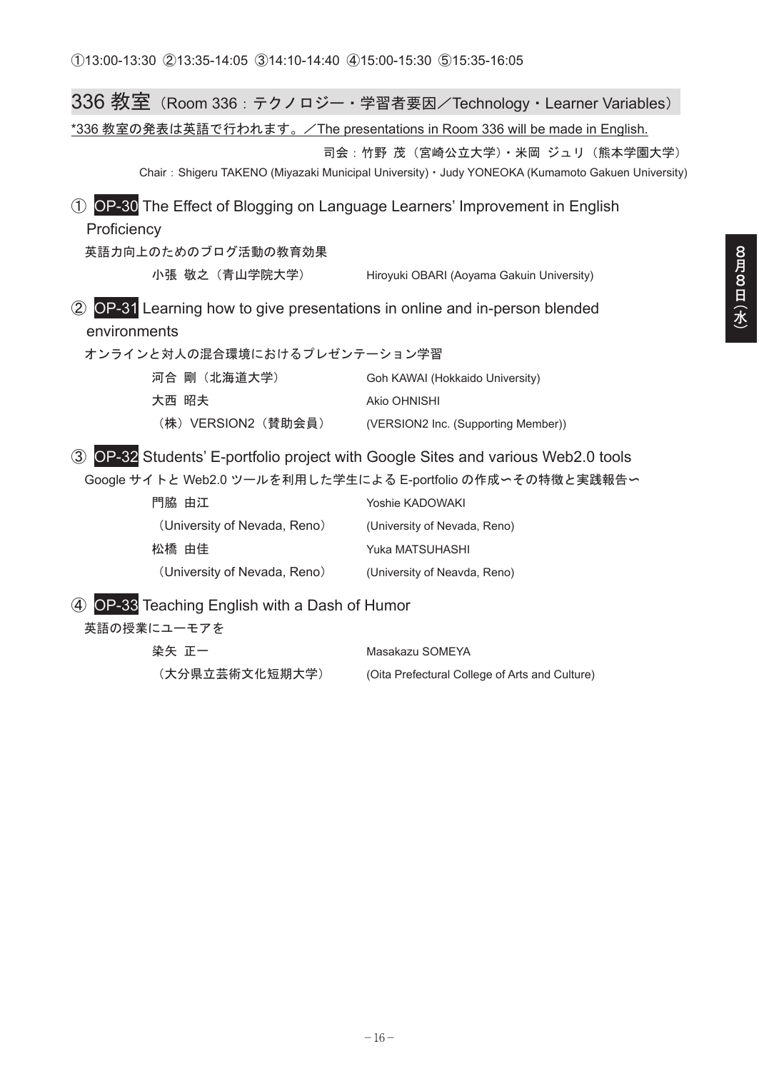①13:00-13:30 ②13:35-14:05 ③14:10-14:40 ④15:00-15:30 ⑤15:35-16:05

## 336 教室（Room 336：テクノロジー・学習者要因／Technology・Learner Variables）

*336 教室の発表は英語で行われます。／The presentations in Room 336 will be made in English.

司会：竹野 茂（宮崎公立大学）・米岡 ジュリ（熊本学園大学）

Chair：Shigeru TAKENO (Miyazaki Municipal University)・Judy YONEOKA (Kumamoto Gakuen University)

① **OP-30** The Effect of Blogging on Language Learners' Improvement in English Proficiency

英語力向上のためのブログ活動の教育効果

| | |
|---|---|
| 小張 敬之（青山学院大学） | Hiroyuki OBARI (Aoyama Gakuin University) |

② **OP-31** Learning how to give presentations in online and in-person blended environments

オンラインと対人の混合環境におけるプレゼンテーション学習

| | |
|---|---|
| 河合 剛（北海道大学） | Goh KAWAI (Hokkaido University) |
| 大西 昭夫 | Akio OHNISHI |
| （株）VERSION2（賛助会員） | (VERSION2 Inc. (Supporting Member)) |

③ **OP-32** Students' E-portfolio project with Google Sites and various Web2.0 tools

Google サイトと Web2.0 ツールを利用した学生による E-portfolio の作成〜その特徴と実践報告〜

| | |
|---|---|
| 門脇 由江 | Yoshie KADOWAKI |
| （University of Nevada, Reno） | (University of Nevada, Reno) |
| 松橋 由佳 | Yuka MATSUHASHI |
| （University of Nevada, Reno） | (University of Neavda, Reno) |

④ **OP-33** Teaching English with a Dash of Humor

英語の授業にユーモアを

| | |
|---|---|
| 染矢 正一 | Masakazu SOMEYA |
| （大分県立芸術文化短期大学） | (Oita Prefectural College of Arts and Culture) |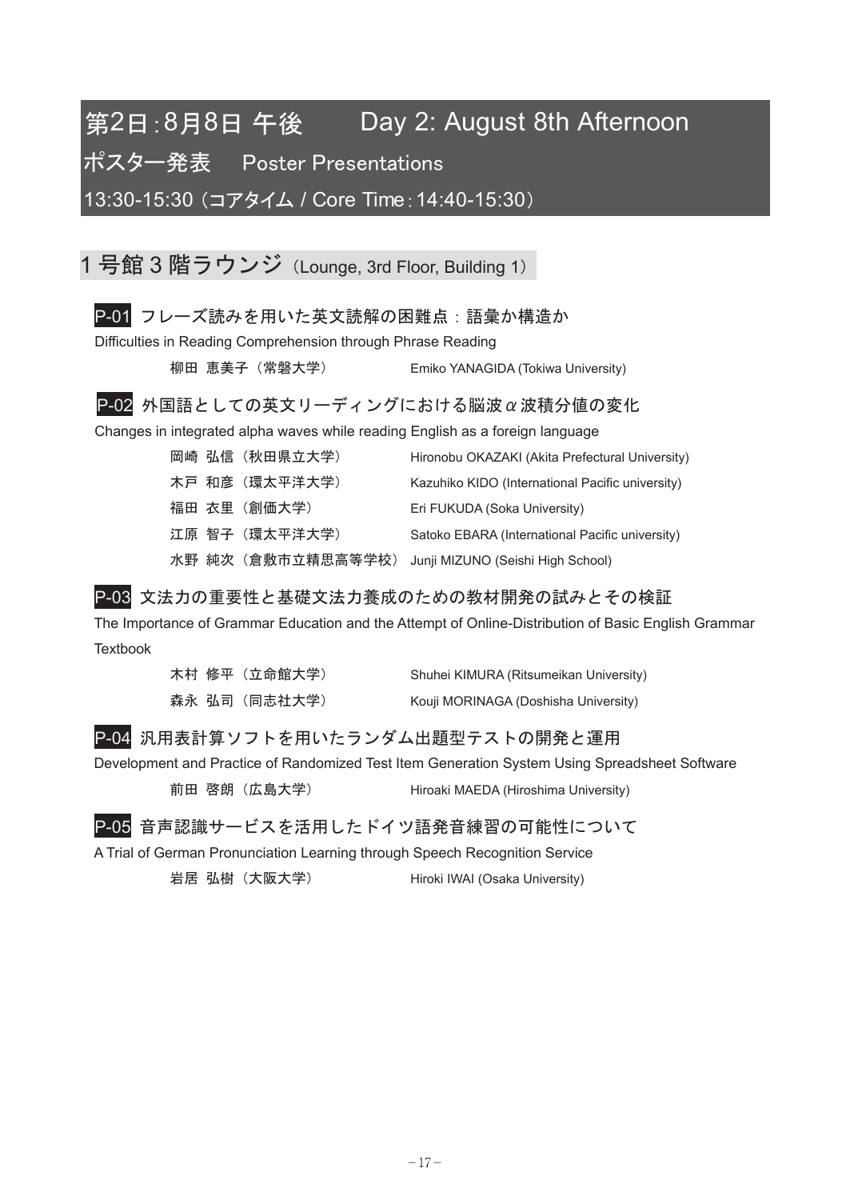# 第2日：8月8日 午後　　Day 2: August 8th Afternoon

## ポスター発表　Poster Presentations

13:30-15:30（コアタイム / Core Time：14:40-15:30）

## 1 号館 3 階ラウンジ（Lounge, 3rd Floor, Building 1）

### P-01 フレーズ読みを用いた英文読解の困難点：語彙か構造か

Difficulties in Reading Comprehension through Phrase Reading

柳田 恵美子（常磐大学）　Emiko YANAGIDA (Tokiwa University)

### P-02 外国語としての英文リーディングにおける脳波 α 波積分値の変化

Changes in integrated alpha waves while reading English as a foreign language

岡崎 弘信（秋田県立大学）　Hironobu OKAZAKI (Akita Prefectural University)
木戸 和彦（環太平洋大学）　Kazuhiko KIDO (International Pacific university)
福田 衣里（創価大学）　Eri FUKUDA (Soka University)
江原 智子（環太平洋大学）　Satoko EBARA (International Pacific university)
水野 純次（倉敷市立精思高等学校）　Junji MIZUNO (Seishi High School)

### P-03 文法力の重要性と基礎文法力養成のための教材開発の試みとその検証

The Importance of Grammar Education and the Attempt of Online-Distribution of Basic English Grammar Textbook

木村 修平（立命館大学）　Shuhei KIMURA (Ritsumeikan University)
森永 弘司（同志社大学）　Kouji MORINAGA (Doshisha University)

### P-04 汎用表計算ソフトを用いたランダム出題型テストの開発と運用

Development and Practice of Randomized Test Item Generation System Using Spreadsheet Software

前田 啓朗（広島大学）　Hiroaki MAEDA (Hiroshima University)

### P-05 音声認識サービスを活用したドイツ語発音練習の可能性について

A Trial of German Pronunciation Learning through Speech Recognition Service

岩居 弘樹（大阪大学）　Hiroki IWAI (Osaka University)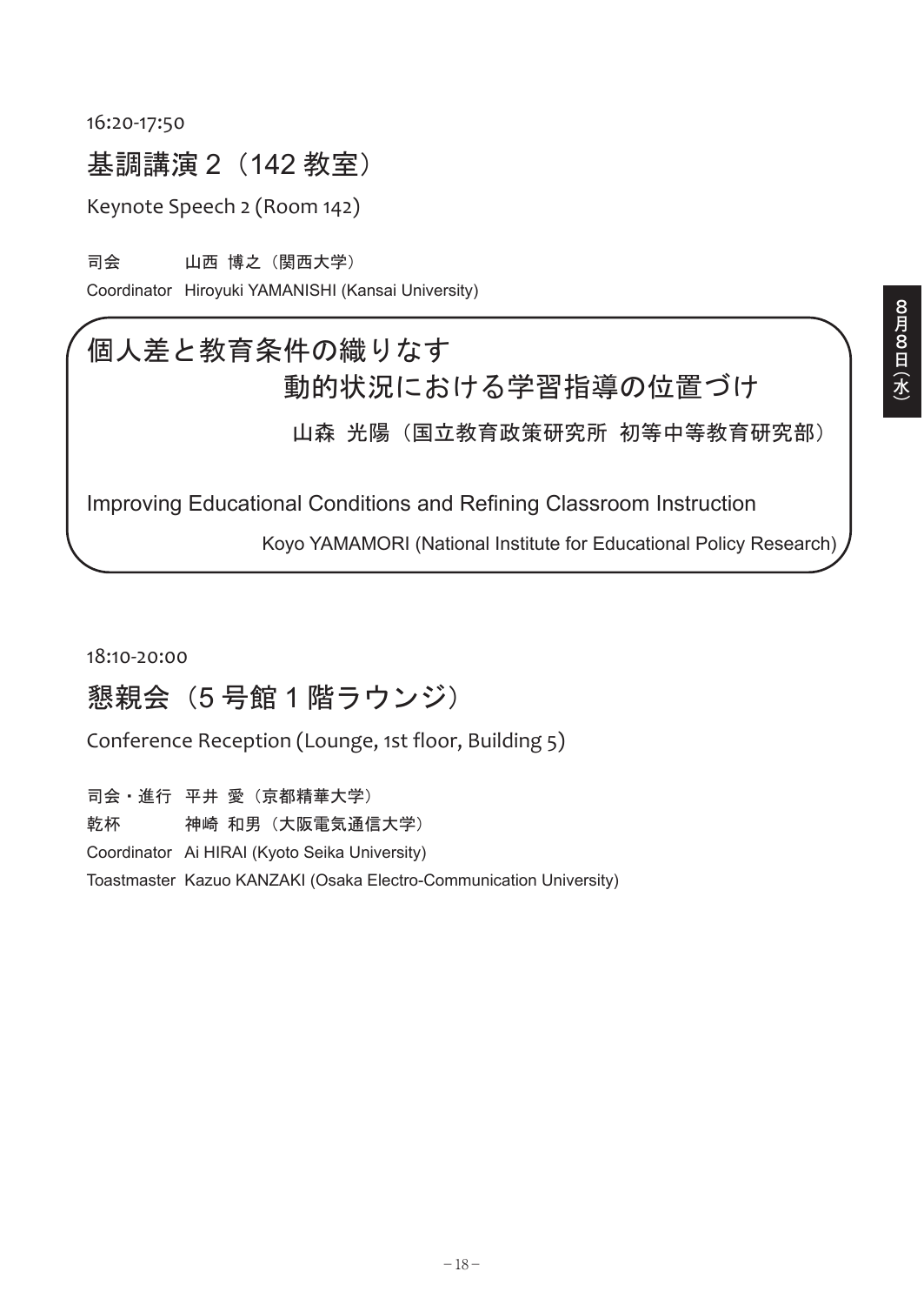16:20-17:50

## 基調講演 2（142 教室）

Keynote Speech 2 (Room 142)

司会　　山西 博之（関西大学）
Coordinator　Hiroyuki YAMANISHI (Kansai University)

### 個人差と教育条件の織りなす動的状況における学習指導の位置づけ

山森 光陽（国立教育政策研究所 初等中等教育研究部）

### Improving Educational Conditions and Refining Classroom Instruction

Koyo YAMAMORI (National Institute for Educational Policy Research)

18:10-20:00

## 懇親会（5 号館 1 階ラウンジ）

Conference Reception (Lounge, 1st floor, Building 5)

司会・進行　平井 愛（京都精華大学）
乾杯　　神崎 和男（大阪電気通信大学）
Coordinator　Ai HIRAI (Kyoto Seika University)
Toastmaster　Kazuo KANZAKI (Osaka Electro-Communication University)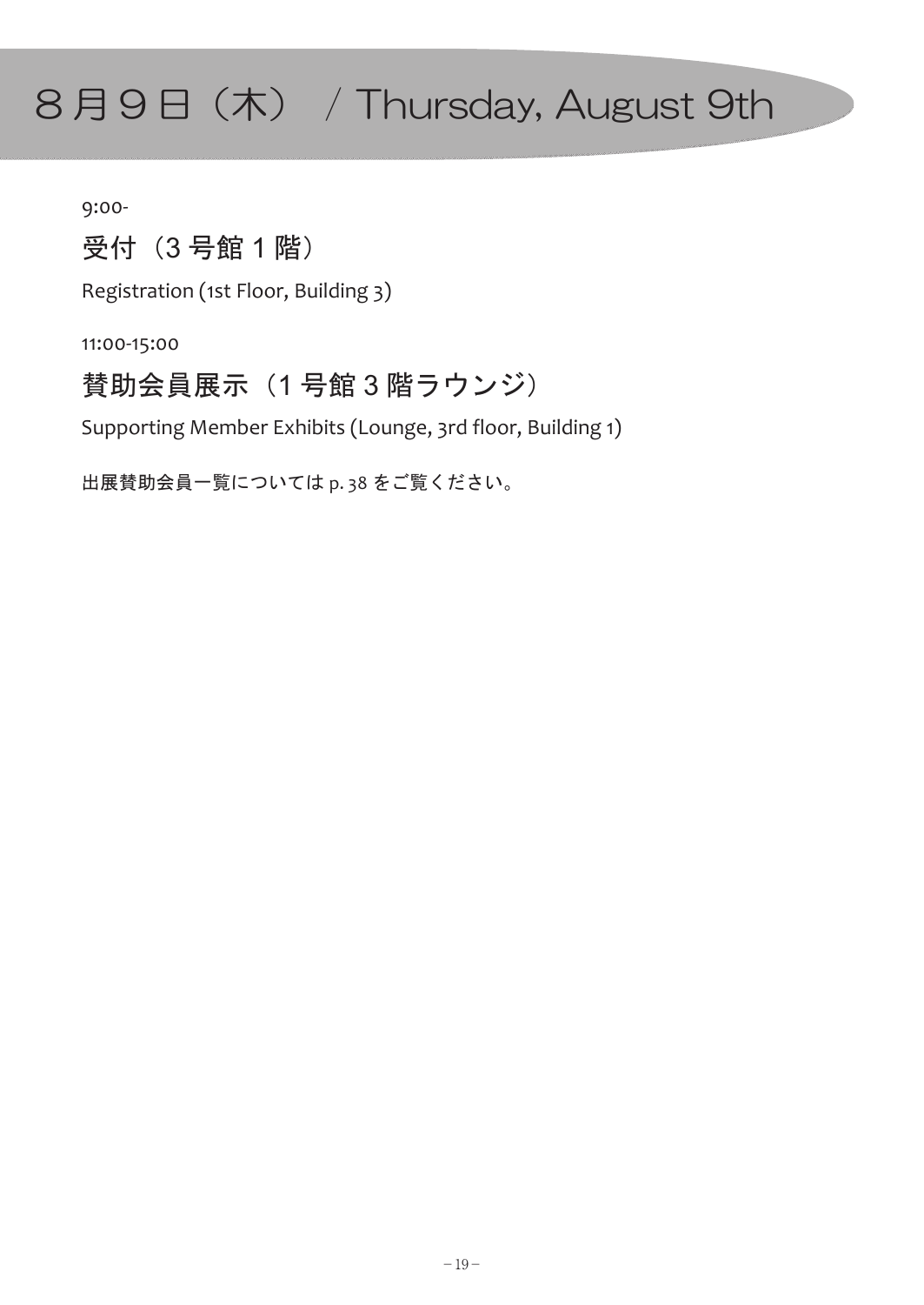# ８月９日（木） / Thursday, August 9th

9:00-

## 受付（3 号館 1 階）

Registration (1st Floor, Building 3)

11:00-15:00

## 賛助会員展示（1 号館 3 階ラウンジ）

Supporting Member Exhibits (Lounge, 3rd floor, Building 1)

出展賛助会員一覧については p. 38 をご覧ください。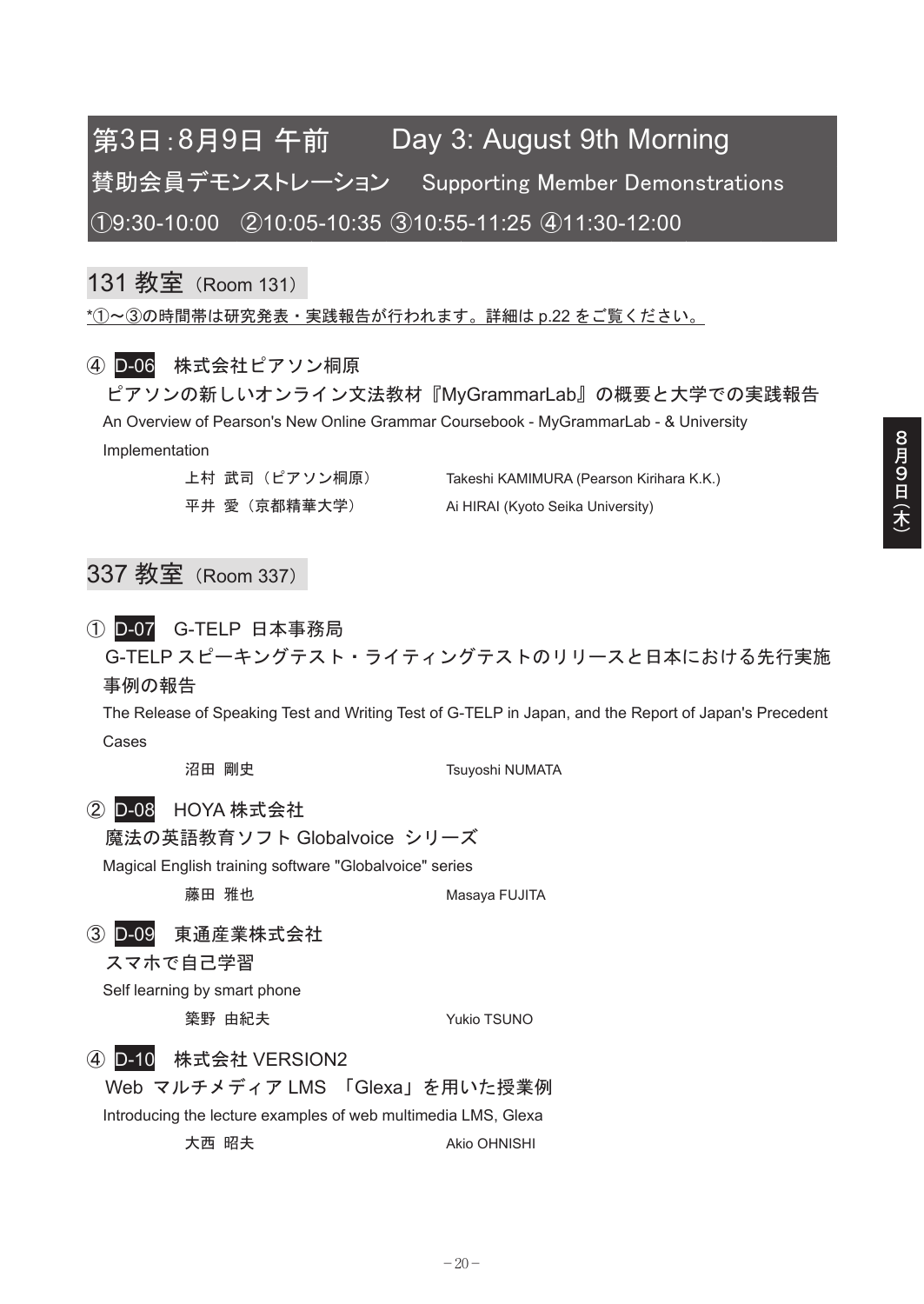# 第3日：8月9日 午前　Day 3: August 9th Morning

## 賛助会員デモンストレーション　Supporting Member Demonstrations

①9:30-10:00　②10:05-10:35 ③10:55-11:25 ④11:30-12:00

## 131 教室（Room 131）

*①〜③の時間帯は研究発表・実践報告が行われます。詳細は p.22 をご覧ください。

④ **D-06**　株式会社ピアソン桐原

ピアソンの新しいオンライン文法教材『MyGrammarLab』の概要と大学での実践報告

An Overview of Pearson's New Online Grammar Coursebook - MyGrammarLab - & University Implementation

上村 武司（ピアソン桐原）　Takeshi KAMIMURA (Pearson Kirihara K.K.)

平井 愛（京都精華大学）　Ai HIRAI (Kyoto Seika University)

## 337 教室（Room 337）

① **D-07**　G-TELP 日本事務局

G-TELP スピーキングテスト・ライティングテストのリリースと日本における先行実施事例の報告

The Release of Speaking Test and Writing Test of G-TELP in Japan, and the Report of Japan's Precedent Cases

沼田 剛史　Tsuyoshi NUMATA

② **D-08**　HOYA 株式会社

魔法の英語教育ソフト Globalvoice シリーズ

Magical English training software "Globalvoice" series

藤田 雅也　Masaya FUJITA

③ **D-09**　東通産業株式会社

スマホで自己学習

Self learning by smart phone

築野 由紀夫　Yukio TSUNO

④ **D-10**　株式会社 VERSION2

Web マルチメディア LMS 「Glexa」を用いた授業例

Introducing the lecture examples of web multimedia LMS, Glexa

大西 昭夫　Akio OHNISHI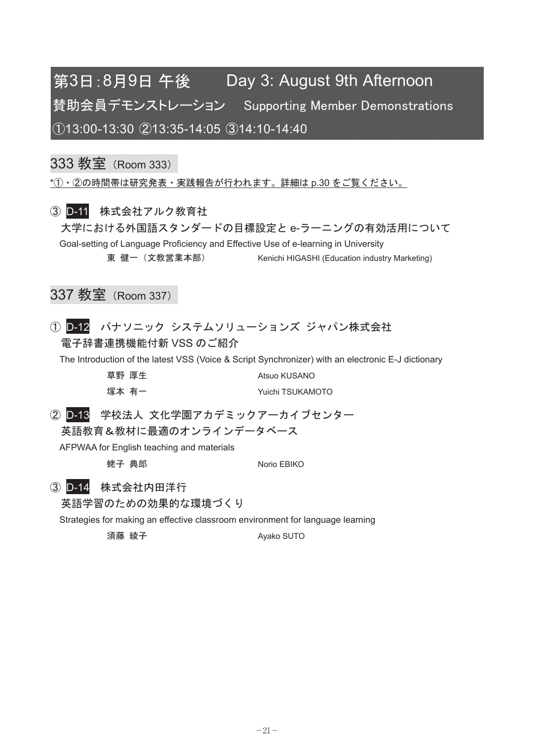# 第3日：8月9日 午後　Day 3: August 9th Afternoon

## 賛助会員デモンストレーション　Supporting Member Demonstrations

①13:00-13:30 ②13:35-14:05 ③14:10-14:40

### 333 教室（Room 333）

*①・②の時間帯は研究発表・実践報告が行われます。詳細は p.30 をご覧ください。

③ **D-11**　株式会社アルク教育社

大学における外国語スタンダードの目標設定と e-ラーニングの有効活用について

Goal-setting of Language Proficiency and Effective Use of e-learning in University

東 健一（文教営業本部）　Kenichi HIGASHI (Education industry Marketing)

### 337 教室（Room 337）

① **D-12**　パナソニック システムソリューションズ ジャパン株式会社

電子辞書連携機能付新 VSS のご紹介

The Introduction of the latest VSS (Voice & Script Synchronizer) with an electronic E-J dictionary

草野 厚生　Atsuo KUSANO

塚本 有一　Yuichi TSUKAMOTO

② **D-13**　学校法人 文化学園アカデミックアーカイブセンター

英語教育＆教材に最適のオンラインデータベース

AFPWAA for English teaching and materials

蛯子 典郎　Norio EBIKO

③ **D-14**　株式会社内田洋行

英語学習のための効果的な環境づくり

Strategies for making an effective classroom environment for language learning

須藤 綾子　Ayako SUTO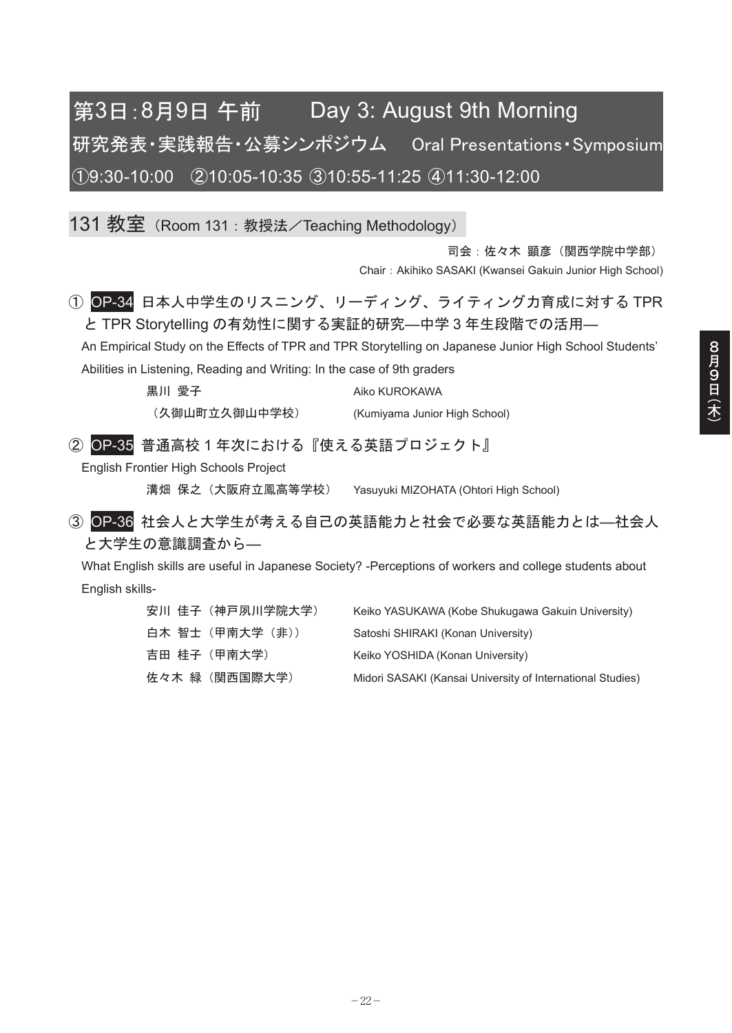# 第3日：8月9日 午前　　Day 3: August 9th Morning

## 研究発表・実践報告・公募シンポジウム　Oral Presentations・Symposium

①9:30-10:00　②10:05-10:35 ③10:55-11:25 ④11:30-12:00

## 131 教室（Room 131：教授法／Teaching Methodology）

司会：佐々木 顕彦（関西学院中学部）
Chair：Akihiko SASAKI (Kwansei Gakuin Junior High School)

### ① OP-34 日本人中学生のリスニング、リーディング、ライティング力育成に対する TPR と TPR Storytelling の有効性に関する実証的研究―中学 3 年生段階での活用―

An Empirical Study on the Effects of TPR and TPR Storytelling on Japanese Junior High School Students' Abilities in Listening, Reading and Writing: In the case of 9th graders

| | |
|---|---|
| 黒川 愛子 | Aiko KUROKAWA |
| （久御山町立久御山中学校） | (Kumiyama Junior High School) |

### ② OP-35 普通高校 1 年次における『使える英語プロジェクト』

English Frontier High Schools Project

| | |
|---|---|
| 溝畑 保之（大阪府立鳳高等学校） | Yasuyuki MIZOHATA (Ohtori High School) |

### ③ OP-36 社会人と大学生が考える自己の英語能力と社会で必要な英語能力とは―社会人と大学生の意識調査から―

What English skills are useful in Japanese Society? -Perceptions of workers and college students about English skills-

| | |
|---|---|
| 安川 佳子（神戸夙川学院大学） | Keiko YASUKAWA (Kobe Shukugawa Gakuin University) |
| 白木 智士（甲南大学（非）） | Satoshi SHIRAKI (Konan University) |
| 吉田 桂子（甲南大学） | Keiko YOSHIDA (Konan University) |
| 佐々木 緑（関西国際大学） | Midori SASAKI (Kansai University of International Studies) |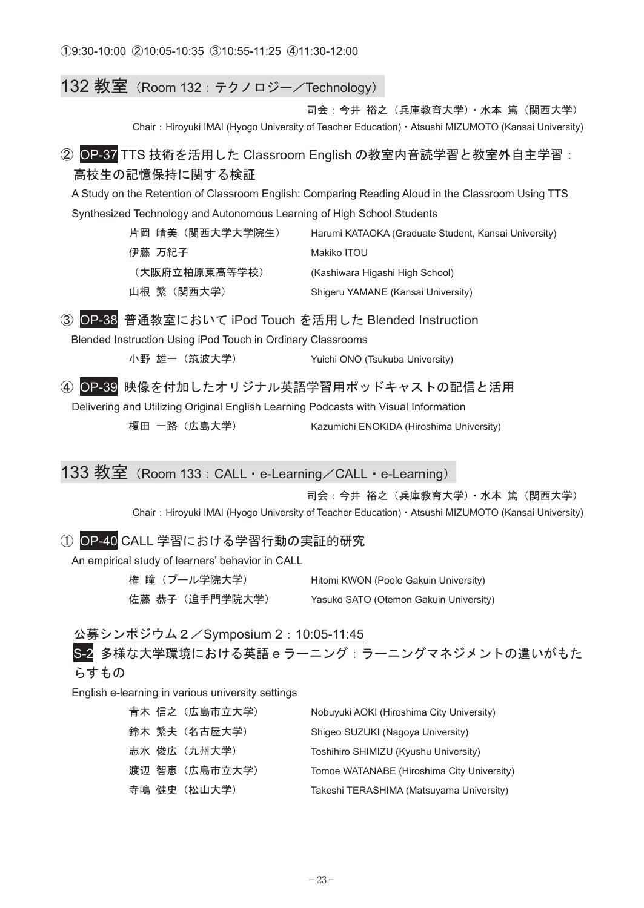①9:30-10:00 ②10:05-10:35 ③10:55-11:25 ④11:30-12:00

## 132 教室（Room 132：テクノロジー／Technology）

司会：今井 裕之（兵庫教育大学）・水本 篤（関西大学）

Chair：Hiroyuki IMAI (Hyogo University of Teacher Education)・Atsushi MIZUMOTO (Kansai University)

### ② OP-37 TTS 技術を活用した Classroom English の教室内音読学習と教室外自主学習：高校生の記憶保持に関する検証

A Study on the Retention of Classroom English: Comparing Reading Aloud in the Classroom Using TTS Synthesized Technology and Autonomous Learning of High School Students

片岡 晴美（関西大学大学院生） Harumi KATAOKA (Graduate Student, Kansai University)

伊藤 万紀子（大阪府立柏原東高等学校） Makiko ITOU (Kashiwara Higashi High School)

山根 繁（関西大学） Shigeru YAMANE (Kansai University)

### ③ OP-38 普通教室において iPod Touch を活用した Blended Instruction

Blended Instruction Using iPod Touch in Ordinary Classrooms

小野 雄一（筑波大学） Yuichi ONO (Tsukuba University)

### ④ OP-39 映像を付加したオリジナル英語学習用ポッドキャストの配信と活用

Delivering and Utilizing Original English Learning Podcasts with Visual Information

榎田 一路（広島大学） Kazumichi ENOKIDA (Hiroshima University)

## 133 教室（Room 133：CALL・e-Learning／CALL・e-Learning）

司会：今井 裕之（兵庫教育大学）・水本 篤（関西大学）

Chair：Hiroyuki IMAI (Hyogo University of Teacher Education)・Atsushi MIZUMOTO (Kansai University)

### ① OP-40 CALL 学習における学習行動の実証的研究

An empirical study of learners' behavior in CALL

権 瞳（プール学院大学） Hitomi KWON (Poole Gakuin University)

佐藤 恭子（追手門学院大学） Yasuko SATO (Otemon Gakuin University)

公募シンポジウム２／Symposium 2：10:05-11:45

### S-2 多様な大学環境における英語 e ラーニング：ラーニングマネジメントの違いがもたらすもの

English e-learning in various university settings

青木 信之（広島市立大学） Nobuyuki AOKI (Hiroshima City University)

鈴木 繁夫（名古屋大学） Shigeo SUZUKI (Nagoya University)

志水 俊広（九州大学） Toshihiro SHIMIZU (Kyushu University)

渡辺 智恵（広島市立大学） Tomoe WATANABE (Hiroshima City University)

寺嶋 健史（松山大学） Takeshi TERASHIMA (Matsuyama University)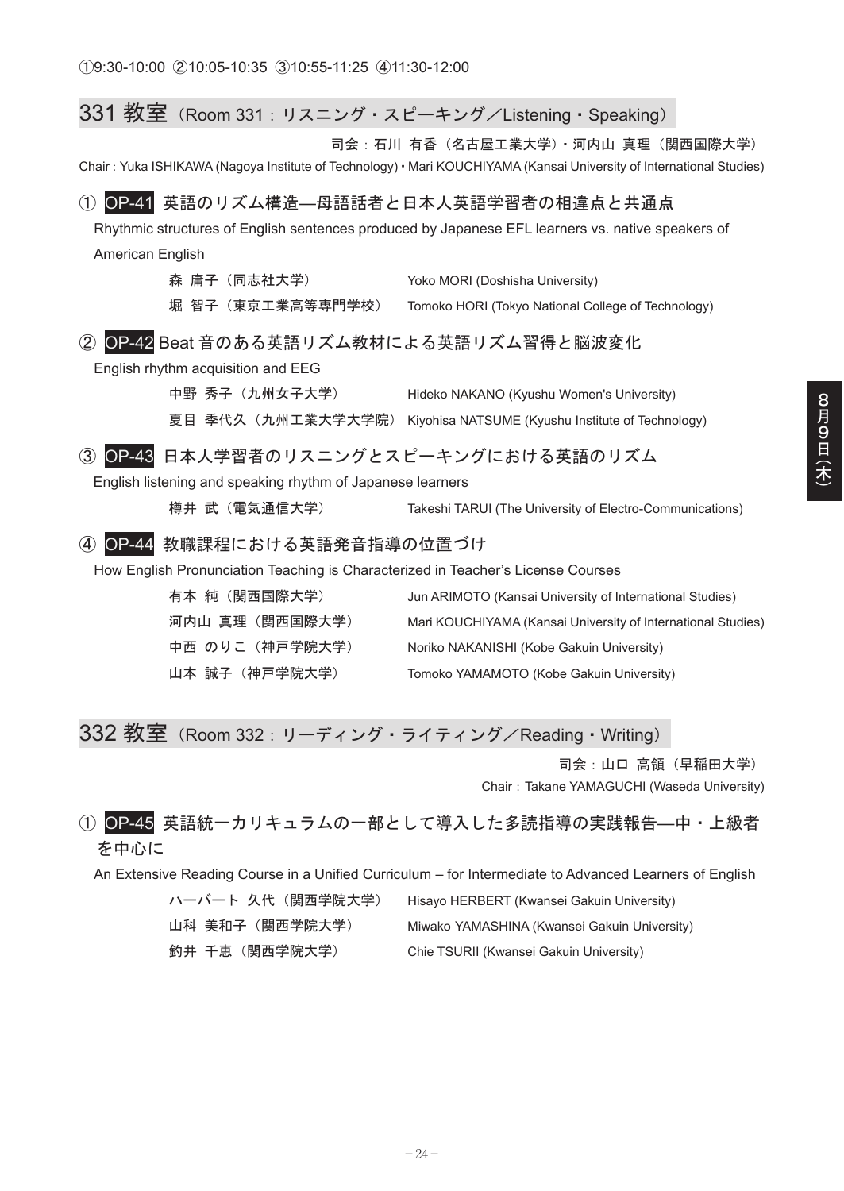①9:30-10:00 ②10:05-10:35 ③10:55-11:25 ④11:30-12:00

## 331 教室（Room 331：リスニング・スピーキング／Listening・Speaking）

司会：石川 有香（名古屋工業大学）・河内山 真理（関西国際大学）

Chair : Yuka ISHIKAWA (Nagoya Institute of Technology)・Mari KOUCHIYAMA (Kansai University of International Studies)

### ① OP-41 英語のリズム構造—母語話者と日本人英語学習者の相違点と共通点

Rhythmic structures of English sentences produced by Japanese EFL learners vs. native speakers of American English

森 庸子（同志社大学） Yoko MORI (Doshisha University)

堀 智子（東京工業高等専門学校） Tomoko HORI (Tokyo National College of Technology)

### ② OP-42 Beat 音のある英語リズム教材による英語リズム習得と脳波変化

English rhythm acquisition and EEG

中野 秀子（九州女子大学） Hideko NAKANO (Kyushu Women's University)

夏目 季代久（九州工業大学大学院） Kiyohisa NATSUME (Kyushu Institute of Technology)

### ③ OP-43 日本人学習者のリスニングとスピーキングにおける英語のリズム

English listening and speaking rhythm of Japanese learners

樽井 武（電気通信大学） Takeshi TARUI (The University of Electro-Communications)

### ④ OP-44 教職課程における英語発音指導の位置づけ

How English Pronunciation Teaching is Characterized in Teacher's License Courses

有本 純（関西国際大学） Jun ARIMOTO (Kansai University of International Studies)

河内山 真理（関西国際大学） Mari KOUCHIYAMA (Kansai University of International Studies)

中西 のりこ（神戸学院大学） Noriko NAKANISHI (Kobe Gakuin University)

山本 誠子（神戸学院大学） Tomoko YAMAMOTO (Kobe Gakuin University)

## 332 教室（Room 332：リーディング・ライティング／Reading・Writing）

司会：山口 高領（早稲田大学）

Chair：Takane YAMAGUCHI (Waseda University)

### ① OP-45 英語統一カリキュラムの一部として導入した多読指導の実践報告—中・上級者を中心に

An Extensive Reading Course in a Unified Curriculum – for Intermediate to Advanced Learners of English

ハーバート 久代（関西学院大学） Hisayo HERBERT (Kwansei Gakuin University)

山科 美和子（関西学院大学） Miwako YAMASHINA (Kwansei Gakuin University)

釣井 千恵（関西学院大学） Chie TSURII (Kwansei Gakuin University)

8月9日(木)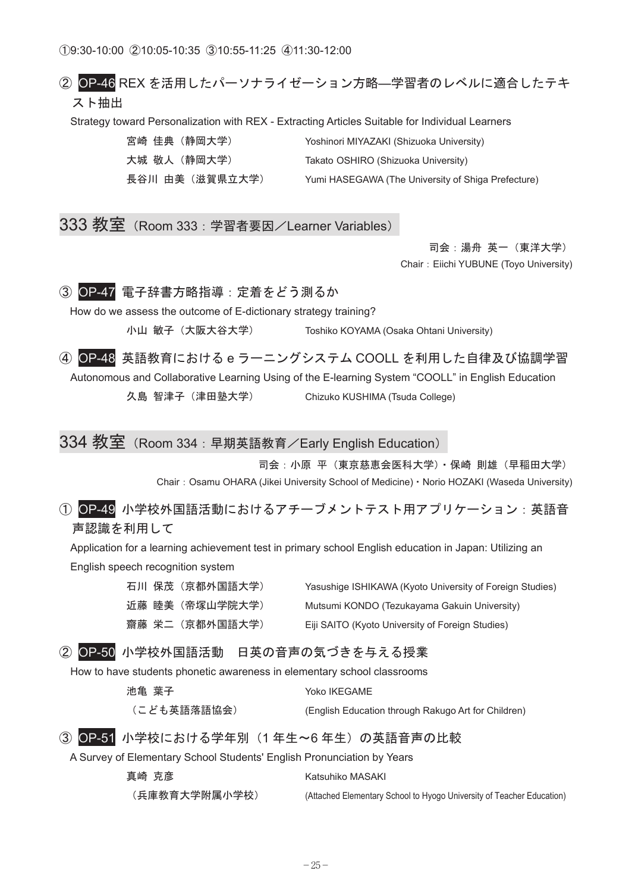①9:30-10:00 ②10:05-10:35 ③10:55-11:25 ④11:30-12:00

### ② OP-46 REX を活用したパーソナライゼーション方略―学習者のレベルに適合したテキスト抽出

Strategy toward Personalization with REX - Extracting Articles Suitable for Individual Learners

| | |
|---|---|
| 宮崎 佳典（静岡大学） | Yoshinori MIYAZAKI (Shizuoka University) |
| 大城 敬人（静岡大学） | Takato OSHIRO (Shizuoka University) |
| 長谷川 由美（滋賀県立大学） | Yumi HASEGAWA (The University of Shiga Prefecture) |

## 333 教室（Room 333：学習者要因／Learner Variables）

司会：湯舟 英一（東洋大学）
Chair：Eiichi YUBUNE (Toyo University)

### ③ OP-47 電子辞書方略指導：定着をどう測るか

How do we assess the outcome of E-dictionary strategy training?

| | |
|---|---|
| 小山 敏子（大阪大谷大学） | Toshiko KOYAMA (Osaka Ohtani University) |

### ④ OP-48 英語教育における e ラーニングシステム COOLL を利用した自律及び協調学習

Autonomous and Collaborative Learning Using of the E-learning System "COOLL" in English Education

| | |
|---|---|
| 久島 智津子（津田塾大学） | Chizuko KUSHIMA (Tsuda College) |

## 334 教室（Room 334：早期英語教育／Early English Education）

司会：小原 平（東京慈恵会医科大学）・保崎 則雄（早稲田大学）
Chair：Osamu OHARA (Jikei University School of Medicine)・Norio HOZAKI (Waseda University)

### ① OP-49 小学校外国語活動におけるアチーブメントテスト用アプリケーション：英語音声認識を利用して

Application for a learning achievement test in primary school English education in Japan: Utilizing an English speech recognition system

| | |
|---|---|
| 石川 保茂（京都外国語大学） | Yasushige ISHIKAWA (Kyoto University of Foreign Studies) |
| 近藤 睦美（帝塚山学院大学） | Mutsumi KONDO (Tezukayama Gakuin University) |
| 齋藤 栄二（京都外国語大学） | Eiji SAITO (Kyoto University of Foreign Studies) |

### ② OP-50 小学校外国語活動　日英の音声の気づきを与える授業

How to have students phonetic awareness in elementary school classrooms

| | |
|---|---|
| 池亀 葉子 | Yoko IKEGAME |
| （こども英語落語協会） | (English Education through Rakugo Art for Children) |

### ③ OP-51 小学校における学年別（1 年生〜6 年生）の英語音声の比較

A Survey of Elementary School Students' English Pronunciation by Years

| | |
|---|---|
| 真崎 克彦 | Katsuhiko MASAKI |
| （兵庫教育大学附属小学校） | (Attached Elementary School to Hyogo University of Teacher Education) |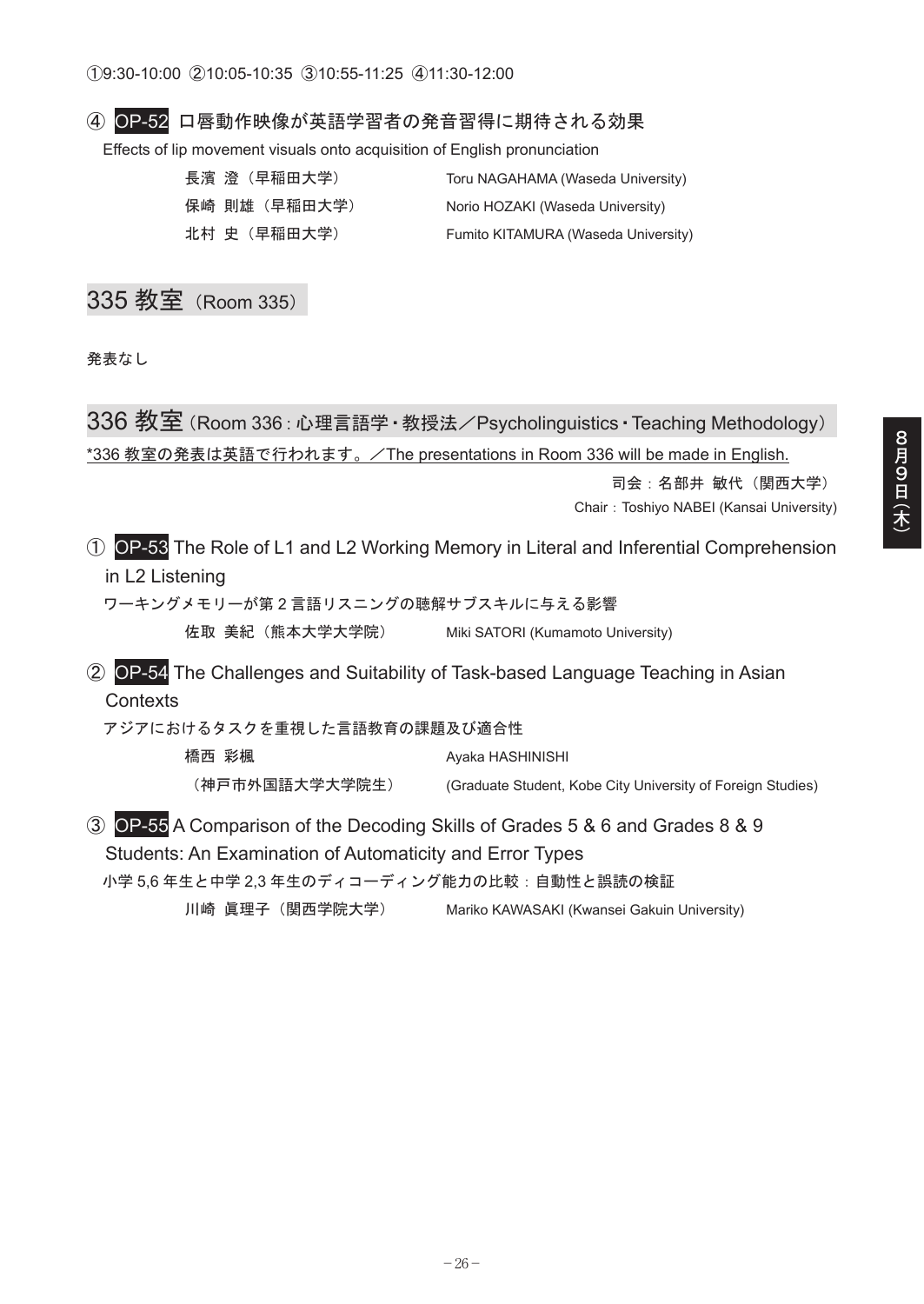①9:30-10:00 ②10:05-10:35 ③10:55-11:25 ④11:30-12:00

④ **OP-52** 口唇動作映像が英語学習者の発音習得に期待される効果

Effects of lip movement visuals onto acquisition of English pronunciation

| | |
|---|---|
| 長濱 澄（早稲田大学） | Toru NAGAHAMA (Waseda University) |
| 保崎 則雄（早稲田大学） | Norio HOZAKI (Waseda University) |
| 北村 史（早稲田大学） | Fumito KITAMURA (Waseda University) |

## 335 教室（Room 335）

発表なし

## 336 教室（Room 336：心理言語学・教授法／Psycholinguistics・Teaching Methodology）

*336 教室の発表は英語で行われます。／The presentations in Room 336 will be made in English.

司会：名部井 敏代（関西大学）
Chair：Toshiyo NABEI (Kansai University)

① **OP-53** The Role of L1 and L2 Working Memory in Literal and Inferential Comprehension in L2 Listening

ワーキングメモリーが第 2 言語リスニングの聴解サブスキルに与える影響

| | |
|---|---|
| 佐取 美紀（熊本大学大学院） | Miki SATORI (Kumamoto University) |

② **OP-54** The Challenges and Suitability of Task-based Language Teaching in Asian Contexts

アジアにおけるタスクを重視した言語教育の課題及び適合性

| | |
|---|---|
| 橋西 彩楓（神戸市外国語大学大学院生） | Ayaka HASHINISHI (Graduate Student, Kobe City University of Foreign Studies) |

③ **OP-55** A Comparison of the Decoding Skills of Grades 5 & 6 and Grades 8 & 9 Students: An Examination of Automaticity and Error Types

小学 5,6 年生と中学 2,3 年生のディコーディング能力の比較：自動性と誤読の検証

| | |
|---|---|
| 川崎 眞理子（関西学院大学） | Mariko KAWASAKI (Kwansei Gakuin University) |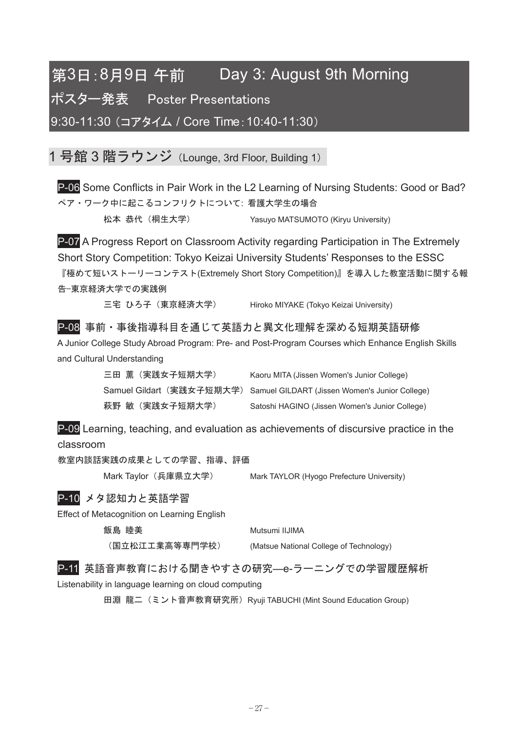# 第3日：8月9日 午前　Day 3: August 9th Morning

## ポスター発表　Poster Presentations

9:30-11:30（コアタイム / Core Time：10:40-11:30）

## 1 号館 3 階ラウンジ（Lounge, 3rd Floor, Building 1）

**P-06** Some Conflicts in Pair Work in the L2 Learning of Nursing Students: Good or Bad?

ペア・ワーク中に起こるコンフリクトについて: 看護大学生の場合

松本 恭代（桐生大学）　Yasuyo MATSUMOTO (Kiryu University)

**P-07** A Progress Report on Classroom Activity regarding Participation in The Extremely Short Story Competition: Tokyo Keizai University Students' Responses to the ESSC

『極めて短いストーリーコンテスト(Extremely Short Story Competition)』を導入した教室活動に関する報告−東京経済大学での実践例

三宅 ひろ子（東京経済大学）　Hiroko MIYAKE (Tokyo Keizai University)

**P-08** 事前・事後指導科目を通じて英語力と異文化理解を深める短期英語研修

A Junior College Study Abroad Program: Pre- and Post-Program Courses which Enhance English Skills and Cultural Understanding

三田 薫（実践女子短期大学）　Kaoru MITA (Jissen Women's Junior College)

Samuel Gildart（実践女子短期大学）　Samuel GILDART (Jissen Women's Junior College)

萩野 敏（実践女子短期大学）　Satoshi HAGINO (Jissen Women's Junior College)

**P-09** Learning, teaching, and evaluation as achievements of discursive practice in the classroom

教室内談話実践の成果としての学習、指導、評価

Mark Taylor（兵庫県立大学）　Mark TAYLOR (Hyogo Prefecture University)

**P-10** メタ認知力と英語学習

Effect of Metacognition on Learning English

飯島 睦美（国立松江工業高等専門学校）　Mutsumi IIJIMA (Matsue National College of Technology)

**P-11** 英語音声教育における聞きやすさの研究—e-ラーニングでの学習履歴解析

Listenability in language learning on cloud computing

田淵 龍二（ミント音声教育研究所）Ryuji TABUCHI (Mint Sound Education Group)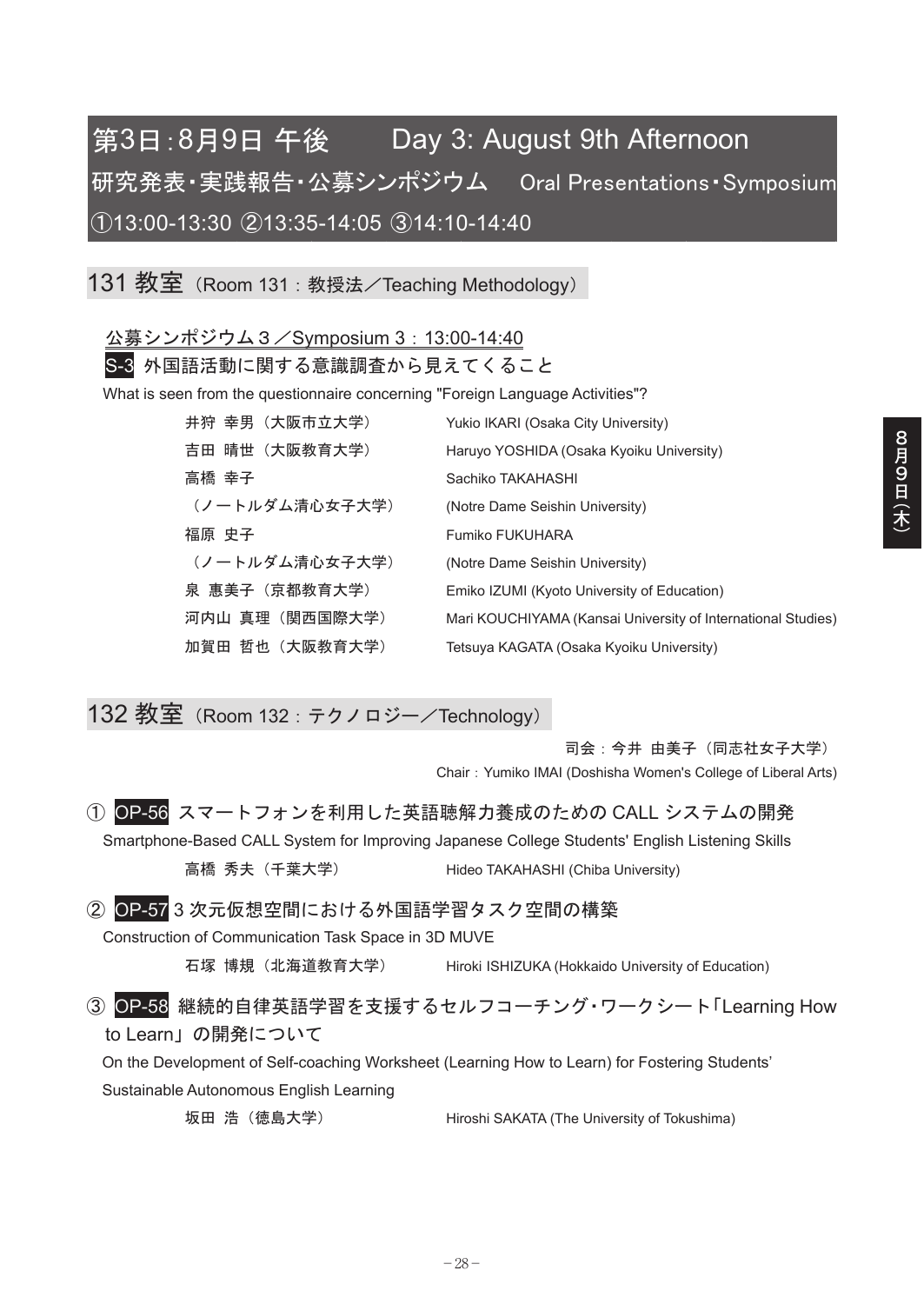# 第3日：8月9日 午後　　Day 3: August 9th Afternoon

## 研究発表・実践報告・公募シンポジウム　Oral Presentations・Symposium

①13:00-13:30 ②13:35-14:05 ③14:10-14:40

## 131 教室（Room 131：教授法／Teaching Methodology）

公募シンポジウム３／Symposium 3：13:00-14:40

### S-3 外国語活動に関する意識調査から見えてくること

What is seen from the questionnaire concerning "Foreign Language Activities"?

| | |
|---|---|
| 井狩 幸男（大阪市立大学） | Yukio IKARI (Osaka City University) |
| 吉田 晴世（大阪教育大学） | Haruyo YOSHIDA (Osaka Kyoiku University) |
| 高橋 幸子（ノートルダム清心女子大学） | Sachiko TAKAHASHI (Notre Dame Seishin University) |
| 福原 史子（ノートルダム清心女子大学） | Fumiko FUKUHARA (Notre Dame Seishin University) |
| 泉 惠美子（京都教育大学） | Emiko IZUMI (Kyoto University of Education) |
| 河内山 真理（関西国際大学） | Mari KOUCHIYAMA (Kansai University of International Studies) |
| 加賀田 哲也（大阪教育大学） | Tetsuya KAGATA (Osaka Kyoiku University) |

## 132 教室（Room 132：テクノロジー／Technology）

司会：今井 由美子（同志社女子大学）
Chair：Yumiko IMAI (Doshisha Women's College of Liberal Arts)

### ① OP-56 スマートフォンを利用した英語聴解力養成のための CALL システムの開発

Smartphone-Based CALL System for Improving Japanese College Students' English Listening Skills

高橋 秀夫（千葉大学）　Hideo TAKAHASHI (Chiba University)

### ② OP-57 3 次元仮想空間における外国語学習タスク空間の構築

Construction of Communication Task Space in 3D MUVE

石塚 博規（北海道教育大学）　Hiroki ISHIZUKA (Hokkaido University of Education)

### ③ OP-58 継続的自律英語学習を支援するセルフコーチング・ワークシート「Learning How to Learn」の開発について

On the Development of Self-coaching Worksheet (Learning How to Learn) for Fostering Students' Sustainable Autonomous English Learning

坂田 浩（徳島大学）　Hiroshi SAKATA (The University of Tokushima)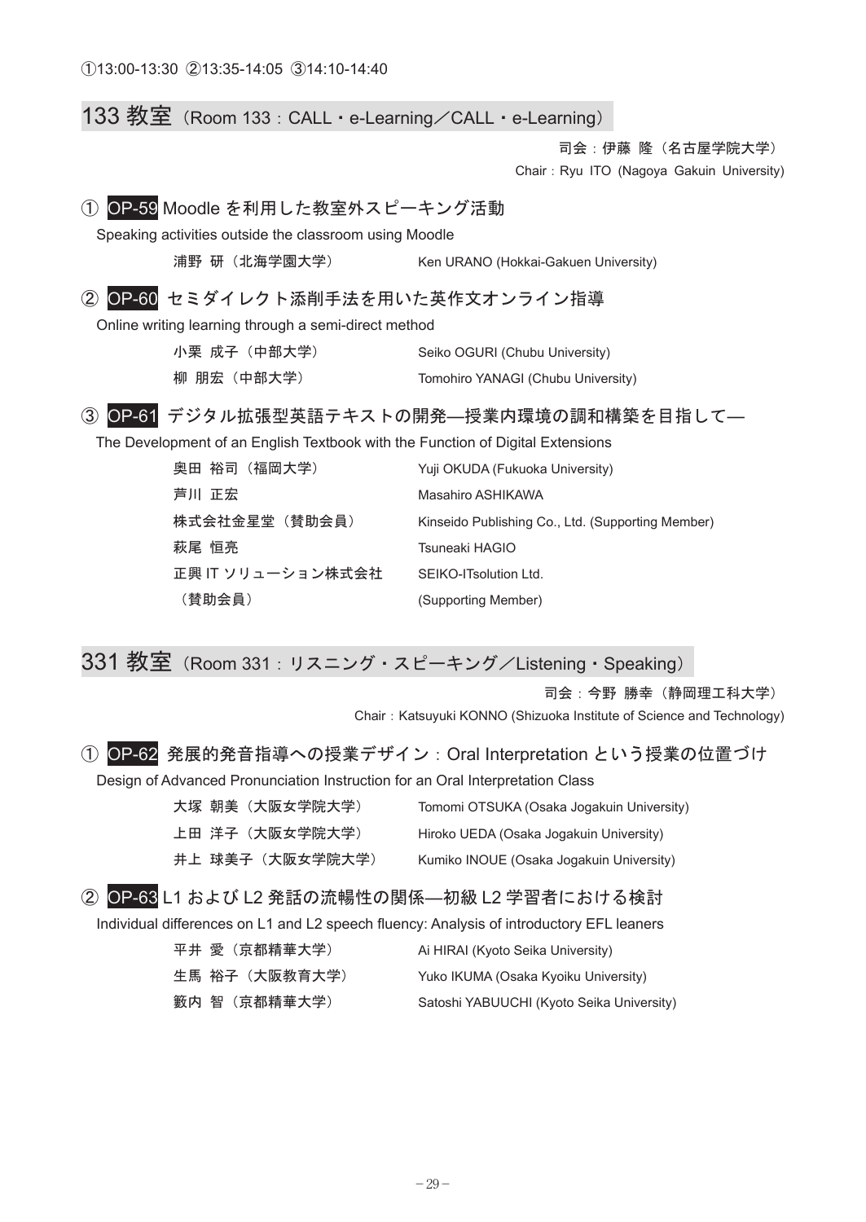①13:00-13:30 ②13:35-14:05 ③14:10-14:40

## 133 教室（Room 133：CALL・e-Learning／CALL・e-Learning）

司会：伊藤 隆（名古屋学院大学）
Chair：Ryu ITO (Nagoya Gakuin University)

### ① OP-59 Moodle を利用した教室外スピーキング活動

Speaking activities outside the classroom using Moodle

浦野 研（北海学園大学） Ken URANO (Hokkai-Gakuen University)

### ② OP-60 セミダイレクト添削手法を用いた英作文オンライン指導

Online writing learning through a semi-direct method

小栗 成子（中部大学） Seiko OGURI (Chubu University)
柳 朋宏（中部大学） Tomohiro YANAGI (Chubu University)

### ③ OP-61 デジタル拡張型英語テキストの開発―授業内環境の調和構築を目指して―

The Development of an English Textbook with the Function of Digital Extensions

奥田 裕司（福岡大学） Yuji OKUDA (Fukuoka University)
芦川 正宏 Masahiro ASHIKAWA
株式会社金星堂（賛助会員） Kinseido Publishing Co., Ltd. (Supporting Member)
萩尾 恒亮 Tsuneaki HAGIO
正興 IT ソリューション株式会社（賛助会員） SEIKO-ITsolution Ltd. (Supporting Member)

## 331 教室（Room 331：リスニング・スピーキング／Listening・Speaking）

司会：今野 勝幸（静岡理工科大学）
Chair：Katsuyuki KONNO (Shizuoka Institute of Science and Technology)

### ① OP-62 発展的発音指導への授業デザイン：Oral Interpretation という授業の位置づけ

Design of Advanced Pronunciation Instruction for an Oral Interpretation Class

大塚 朝美（大阪女学院大学） Tomomi OTSUKA (Osaka Jogakuin University)
上田 洋子（大阪女学院大学） Hiroko UEDA (Osaka Jogakuin University)
井上 球美子（大阪女学院大学） Kumiko INOUE (Osaka Jogakuin University)

### ② OP-63 L1 および L2 発話の流暢性の関係―初級 L2 学習者における検討

Individual differences on L1 and L2 speech fluency: Analysis of introductory EFL leaners

平井 愛（京都精華大学） Ai HIRAI (Kyoto Seika University)
生馬 裕子（大阪教育大学） Yuko IKUMA (Osaka Kyoiku University)
籔内 智（京都精華大学） Satoshi YABUUCHI (Kyoto Seika University)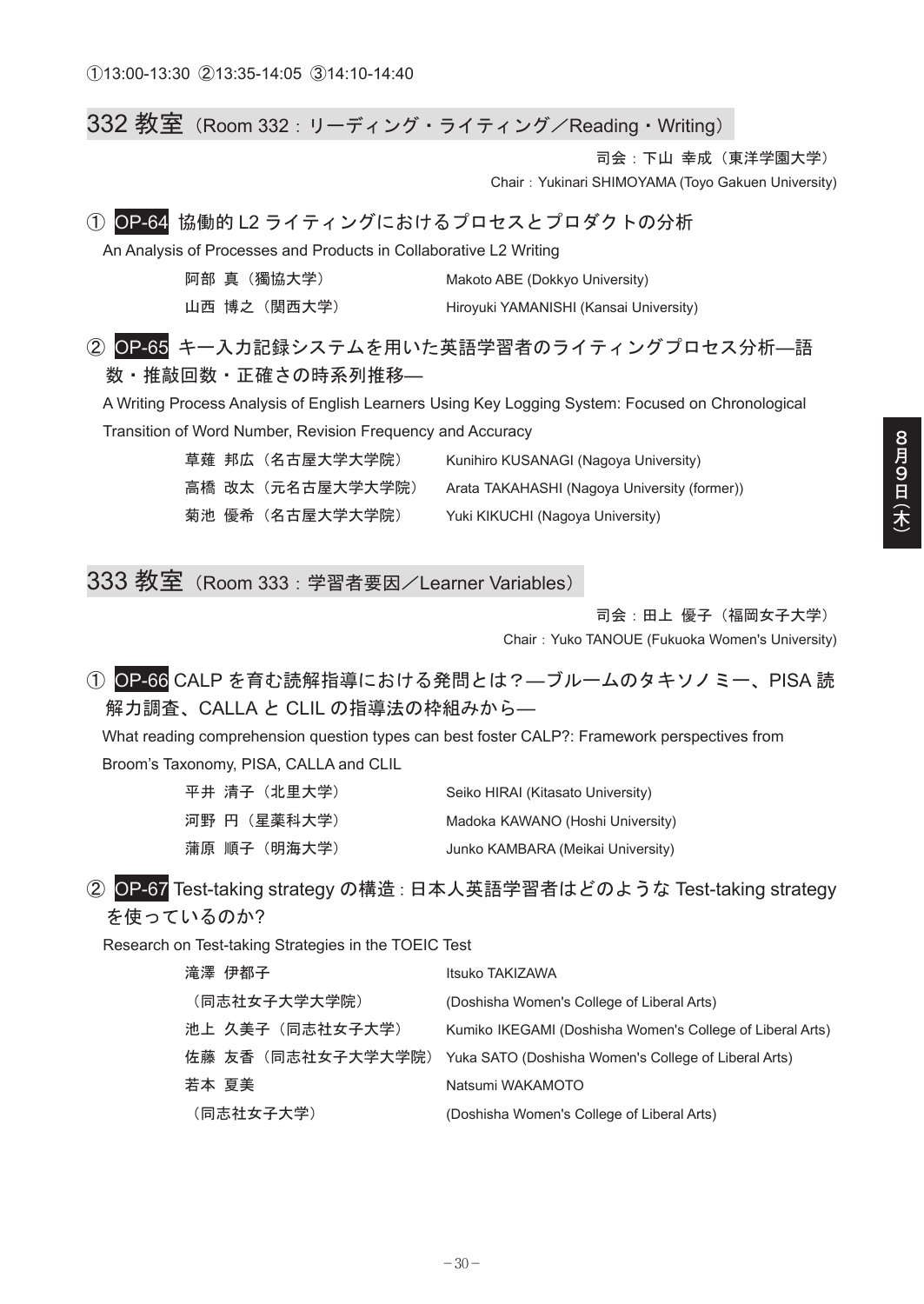①13:00-13:30 ②13:35-14:05 ③14:10-14:40

## 332 教室（Room 332：リーディング・ライティング／Reading・Writing）

司会：下山 幸成（東洋学園大学）
Chair：Yukinari SHIMOYAMA (Toyo Gakuen University)

### ① OP-64 協働的 L2 ライティングにおけるプロセスとプロダクトの分析

An Analysis of Processes and Products in Collaborative L2 Writing

| | |
|---|---|
| 阿部 真（獨協大学） | Makoto ABE (Dokkyo University) |
| 山西 博之（関西大学） | Hiroyuki YAMANISHI (Kansai University) |

### ② OP-65 キー入力記録システムを用いた英語学習者のライティングプロセス分析―語数・推敲回数・正確さの時系列推移―

A Writing Process Analysis of English Learners Using Key Logging System: Focused on Chronological Transition of Word Number, Revision Frequency and Accuracy

| | |
|---|---|
| 草薙 邦広（名古屋大学大学院） | Kunihiro KUSANAGI (Nagoya University) |
| 高橋 改太（元名古屋大学大学院） | Arata TAKAHASHI (Nagoya University (former)) |
| 菊池 優希（名古屋大学大学院） | Yuki KIKUCHI (Nagoya University) |

## 333 教室（Room 333：学習者要因／Learner Variables）

司会：田上 優子（福岡女子大学）
Chair：Yuko TANOUE (Fukuoka Women's University)

### ① OP-66 CALP を育む読解指導における発問とは？―ブルームのタキソノミー、PISA 読解力調査、CALLA と CLIL の指導法の枠組みから―

What reading comprehension question types can best foster CALP?: Framework perspectives from Broom's Taxonomy, PISA, CALLA and CLIL

| | |
|---|---|
| 平井 清子（北里大学） | Seiko HIRAI (Kitasato University) |
| 河野 円（星薬科大学） | Madoka KAWANO (Hoshi University) |
| 蒲原 順子（明海大学） | Junko KAMBARA (Meikai University) |

### ② OP-67 Test-taking strategy の構造：日本人英語学習者はどのような Test-taking strategy を使っているのか?

Research on Test-taking Strategies in the TOEIC Test

| | |
|---|---|
| 滝澤 伊都子（同志社女子大学大学院） | Itsuko TAKIZAWA (Doshisha Women's College of Liberal Arts) |
| 池上 久美子（同志社女子大学） | Kumiko IKEGAMI (Doshisha Women's College of Liberal Arts) |
| 佐藤 友香（同志社女子大学大学院） | Yuka SATO (Doshisha Women's College of Liberal Arts) |
| 若本 夏美（同志社女子大学） | Natsumi WAKAMOTO (Doshisha Women's College of Liberal Arts) |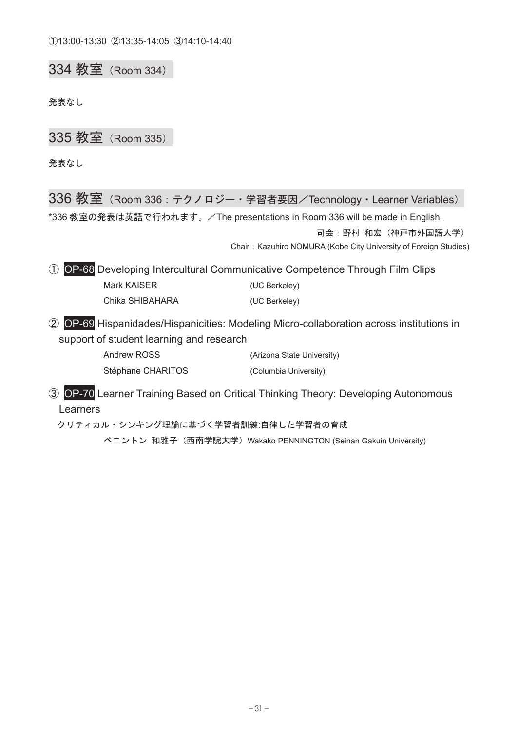①13:00-13:30 ②13:35-14:05 ③14:10-14:40

## 334 教室（Room 334）

発表なし

## 335 教室（Room 335）

発表なし

## 336 教室（Room 336：テクノロジー・学習者要因／Technology・Learner Variables）

*336 教室の発表は英語で行われます。／The presentations in Room 336 will be made in English.

司会：野村 和宏（神戸市外国語大学）

Chair：Kazuhiro NOMURA (Kobe City University of Foreign Studies)

① **OP-68** Developing Intercultural Communicative Competence Through Film Clips

Mark KAISER (UC Berkeley)

Chika SHIBAHARA (UC Berkeley)

② **OP-69** Hispanidades/Hispanicities: Modeling Micro-collaboration across institutions in support of student learning and research

Andrew ROSS (Arizona State University)

Stéphane CHARITOS (Columbia University)

③ **OP-70** Learner Training Based on Critical Thinking Theory: Developing Autonomous Learners

クリティカル・シンキング理論に基づく学習者訓練:自律した学習者の育成

ペニントン 和雅子（西南学院大学）Wakako PENNINGTON (Seinan Gakuin University)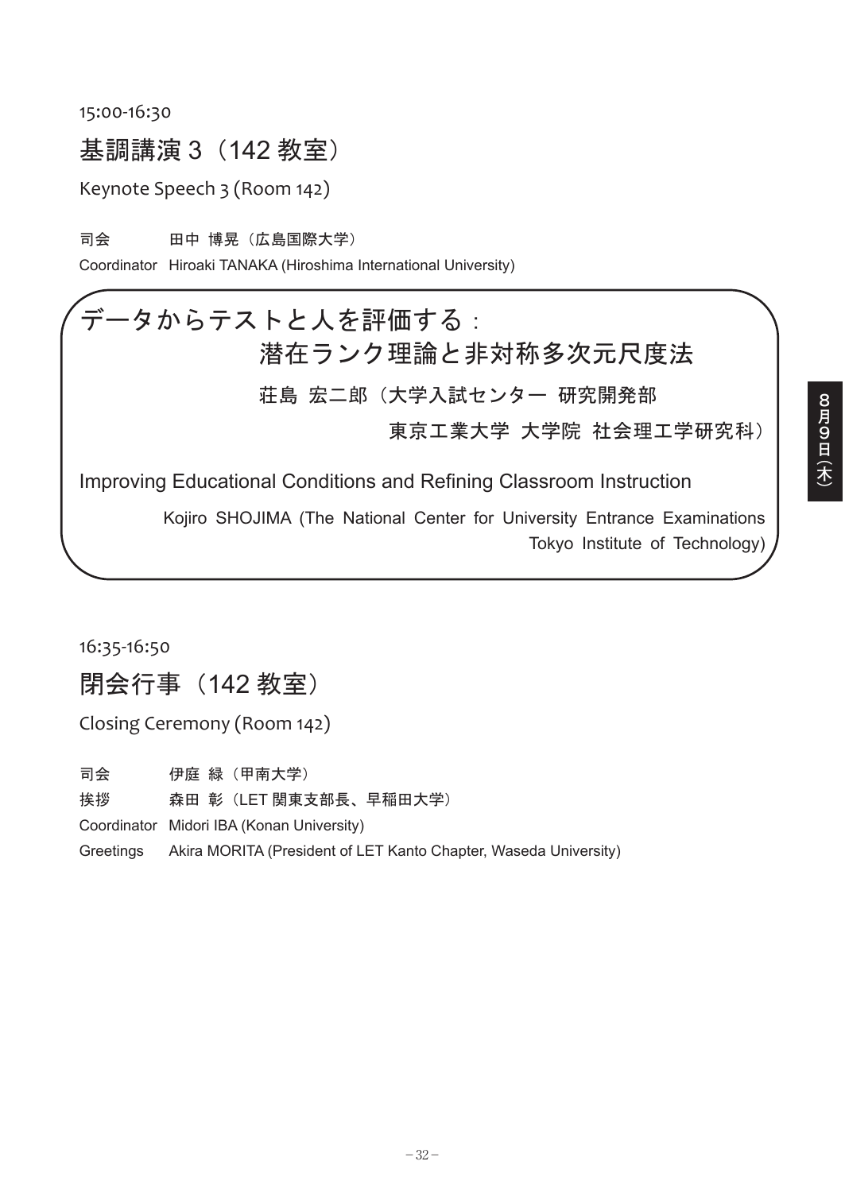15:00-16:30

## 基調講演 3（142 教室）

Keynote Speech 3 (Room 142)

司会　　田中 博晃（広島国際大学）

Coordinator　Hiroaki TANAKA (Hiroshima International University)

### データからテストと人を評価する：潜在ランク理論と非対称多次元尺度法

荘島 宏二郎（大学入試センター 研究開発部
東京工業大学 大学院 社会理工学研究科）

### Improving Educational Conditions and Refining Classroom Instruction

Kojiro SHOJIMA (The National Center for University Entrance Examinations
Tokyo Institute of Technology)

16:35-16:50

## 閉会行事（142 教室）

Closing Ceremony (Room 142)

司会　　伊庭 緑（甲南大学）

挨拶　　森田 彰（LET 関東支部長、早稲田大学）

Coordinator　Midori IBA (Konan University)

Greetings　Akira MORITA (President of LET Kanto Chapter, Waseda University)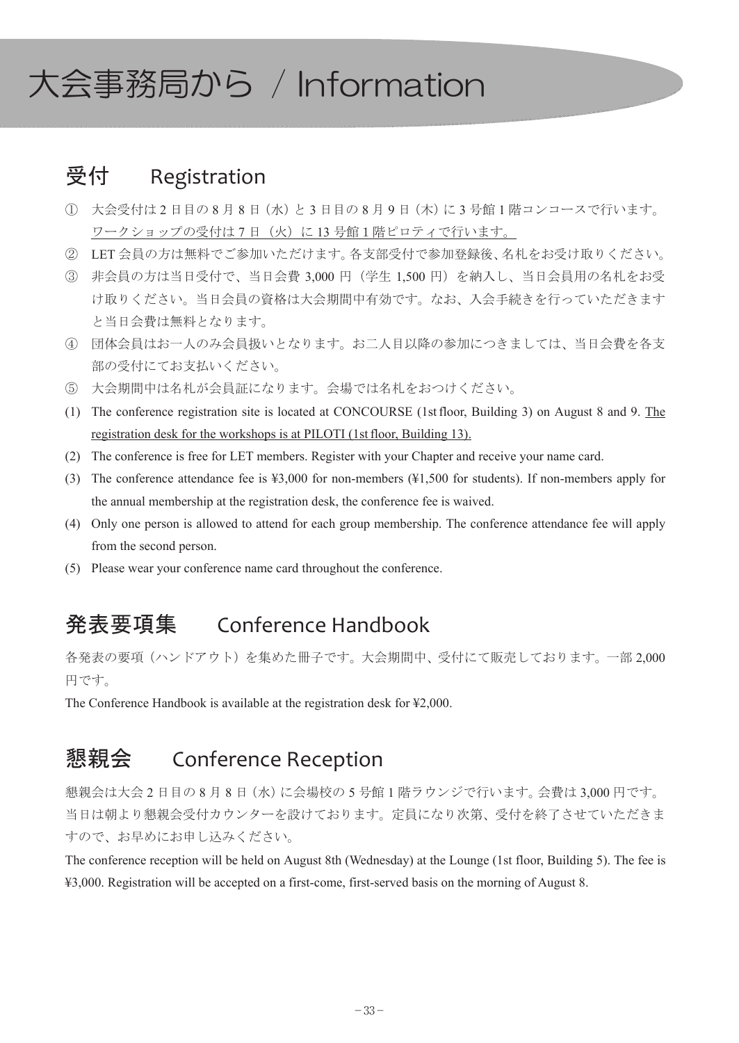# 大会事務局から ／ Information

## 受付　Registration

① 大会受付は 2 日目の 8 月 8 日（水）と 3 日目の 8 月 9 日（木）に 3 号館 1 階コンコースで行います。ワークショップの受付は 7 日（火）に 13 号館 1 階ピロティで行います。

② LET 会員の方は無料でご参加いただけます。各支部受付で参加登録後、名札をお受け取りください。

③ 非会員の方は当日受付で、当日会費 3,000 円（学生 1,500 円）を納入し、当日会員用の名札をお受け取りください。当日会員の資格は大会期間中有効です。なお、入会手続きを行っていただきますと当日会費は無料となります。

④ 団体会員はお一人のみ会員扱いとなります。お二人目以降の参加につきましては、当日会費を各支部の受付にてお支払いください。

⑤ 大会期間中は名札が会員証になります。会場では名札をおつけください。

(1) The conference registration site is located at CONCOURSE (1st floor, Building 3) on August 8 and 9. The registration desk for the workshops is at PILOTI (1st floor, Building 13).

(2) The conference is free for LET members. Register with your Chapter and receive your name card.

(3) The conference attendance fee is ¥3,000 for non-members (¥1,500 for students). If non-members apply for the annual membership at the registration desk, the conference fee is waived.

(4) Only one person is allowed to attend for each group membership. The conference attendance fee will apply from the second person.

(5) Please wear your conference name card throughout the conference.

## 発表要項集　Conference Handbook

各発表の要項（ハンドアウト）を集めた冊子です。大会期間中、受付にて販売しております。一部 2,000 円です。

The Conference Handbook is available at the registration desk for ¥2,000.

## 懇親会　Conference Reception

懇親会は大会 2 日目の 8 月 8 日（水）に会場校の 5 号館 1 階ラウンジで行います。会費は 3,000 円です。当日は朝より懇親会受付カウンターを設けております。定員になり次第、受付を終了させていただきますので、お早めにお申し込みください。

The conference reception will be held on August 8th (Wednesday) at the Lounge (1st floor, Building 5). The fee is ¥3,000. Registration will be accepted on a first-come, first-served basis on the morning of August 8.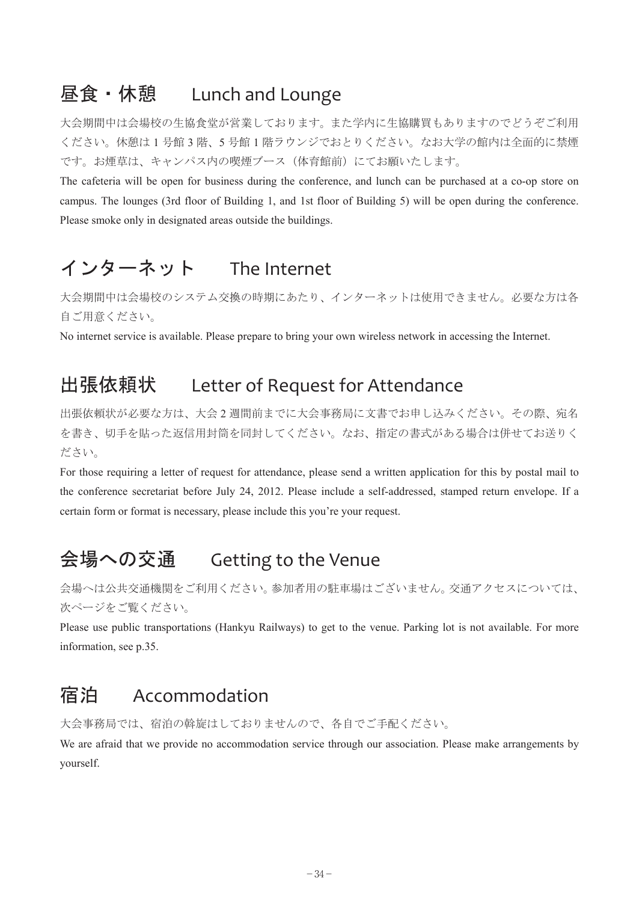## 昼食・休憩　Lunch and Lounge

大会期間中は会場校の生協食堂が営業しております。また学内に生協購買もありますのでどうぞご利用ください。休憩は 1 号館 3 階、5 号館 1 階ラウンジでおとりください。なお大学の館内は全面的に禁煙です。お煙草は、キャンパス内の喫煙ブース（体育館前）にてお願いたします。

The cafeteria will be open for business during the conference, and lunch can be purchased at a co-op store on campus. The lounges (3rd floor of Building 1, and 1st floor of Building 5) will be open during the conference. Please smoke only in designated areas outside the buildings.

## インターネット　The Internet

大会期間中は会場校のシステム交換の時期にあたり、インターネットは使用できません。必要な方は各自ご用意ください。

No internet service is available. Please prepare to bring your own wireless network in accessing the Internet.

## 出張依頼状　Letter of Request for Attendance

出張依頼状が必要な方は、大会 2 週間前までに大会事務局に文書でお申し込みください。その際、宛名を書き、切手を貼った返信用封筒を同封してください。なお、指定の書式がある場合は併せてお送りください。

For those requiring a letter of request for attendance, please send a written application for this by postal mail to the conference secretariat before July 24, 2012. Please include a self-addressed, stamped return envelope. If a certain form or format is necessary, please include this you're your request.

## 会場への交通　Getting to the Venue

会場へは公共交通機関をご利用ください。参加者用の駐車場はございません。交通アクセスについては、次ページをご覧ください。

Please use public transportations (Hankyu Railways) to get to the venue. Parking lot is not available. For more information, see p.35.

## 宿泊　Accommodation

大会事務局では、宿泊の斡旋はしておりませんので、各自でご手配ください。

We are afraid that we provide no accommodation service through our association. Please make arrangements by yourself.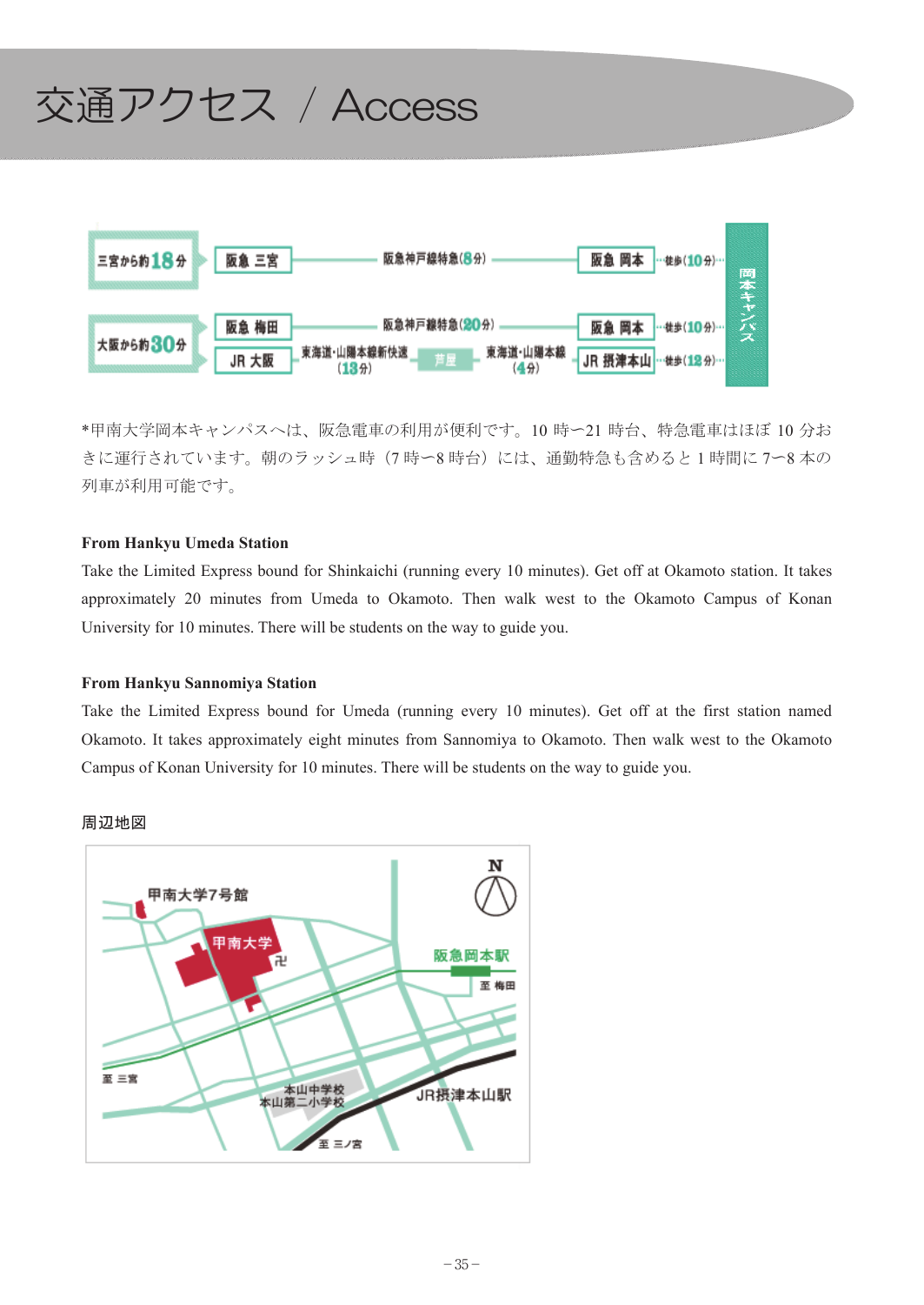# 交通アクセス / Access

三宮から約18分 ｜ 阪急 三宮 ― 阪急神戸線特急(8分) ― 阪急 岡本 ･･徒歩(10分)･･ 岡本キャンパス

大阪から約30分 ｜ 阪急 梅田 ― 阪急神戸線特急(20分) ― 阪急 岡本 ･･徒歩(10分)･･ 岡本キャンパス

JR 大阪 ― 東海道・山陽本線新快速(13分) ― 芦屋 ― 東海道・山陽本線(4分) ― JR 摂津本山 ･･徒歩(12分)･･ 岡本キャンパス

*甲南大学岡本キャンパスへは、阪急電車の利用が便利です。10 時ー21 時台、特急電車はほぼ 10 分おきに運行されています。朝のラッシュ時（7 時ー8 時台）には、通勤特急も含めると 1 時間に 7ー8 本の列車が利用可能です。

**From Hankyu Umeda Station**

Take the Limited Express bound for Shinkaichi (running every 10 minutes). Get off at Okamoto station. It takes approximately 20 minutes from Umeda to Okamoto. Then walk west to the Okamoto Campus of Konan University for 10 minutes. There will be students on the way to guide you.

**From Hankyu Sannomiya Station**

Take the Limited Express bound for Umeda (running every 10 minutes). Get off at the first station named Okamoto. It takes approximately eight minutes from Sannomiya to Okamoto. Then walk west to the Okamoto Campus of Konan University for 10 minutes. There will be students on the way to guide you.

周辺地図

甲南大学7号館

甲南大学

阪急岡本駅

至 梅田

至 三宮

本山中学校

本山第二小学校

JR摂津本山駅

至 三ノ宮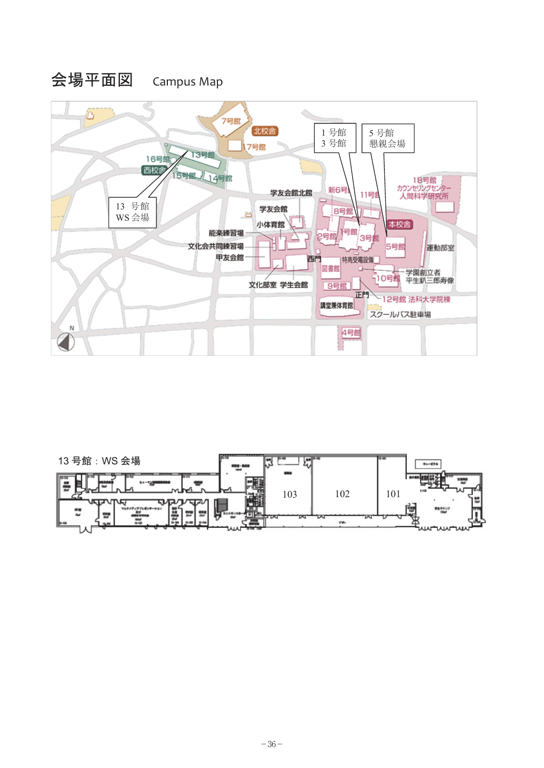# 会場平面図　Campus Map

1 号館
3 号館

5 号館
懇親会場

13 号館
WS 会場

7号館
北校舎
17号館
16号館
13号館
西校舎
15号館
14号館
学友会館北館
新6号館
11号館
18号館
カウンセリングセンター
人間科学研究所
学友会館
8号館
小体育館
本校舎
能楽練習場
2号館
1号館
3号館
5号館
運動部室
文化会共同練習場
甲友会館
西門
特高受電設備
図書館
学園創立者
平生釟三郎寿像
10号館
文化部室
学生会館
9号館
正門
12号館 法科大学院棟
講堂兼体育館
スクールバス駐車場
4号館
N

13 号館：WS 会場

103
102
101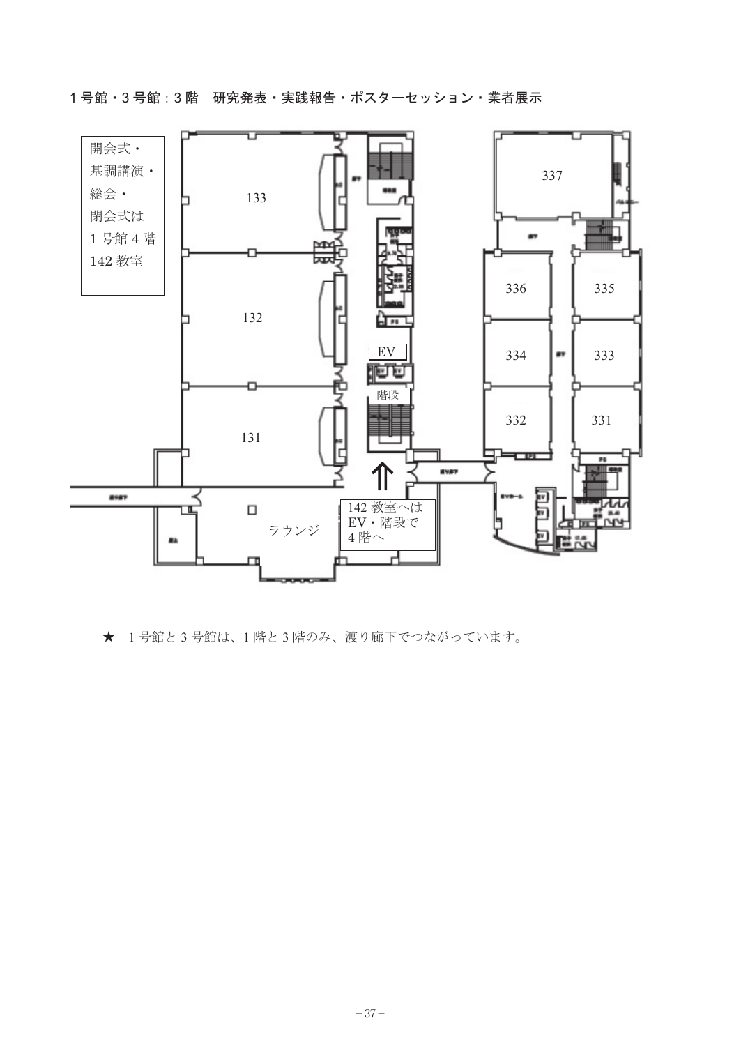1号館・3号館：3階　研究発表・実践報告・ポスターセッション・業者展示

開会式・
基調講演・
総会・
閉会式は
1号館4階
142教室

133

132

131

EV

階段

ラウンジ

142教室へは
EV・階段で
4階へ

337

336

335

334

333

332

331

★　1号館と3号館は、1階と3階のみ、渡り廊下でつながっています。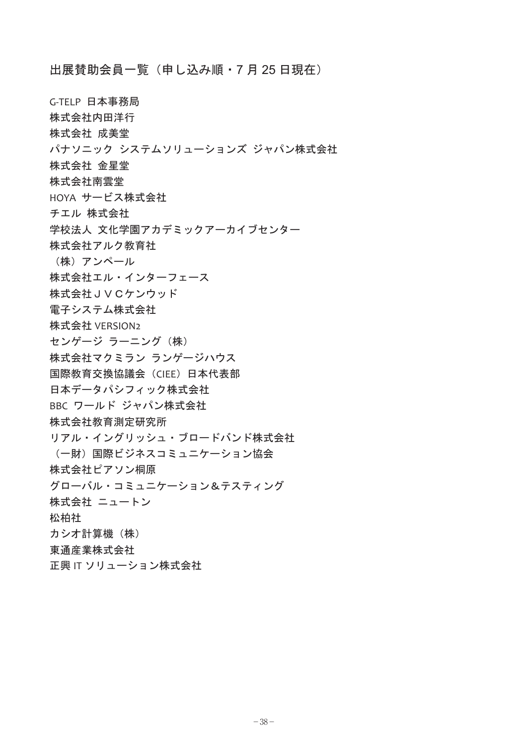## 出展賛助会員一覧（申し込み順・7 月 25 日現在）

G-TELP 日本事務局  
株式会社内田洋行  
株式会社 成美堂  
パナソニック システムソリューションズ ジャパン株式会社  
株式会社 金星堂  
株式会社南雲堂  
HOYA サービス株式会社  
チエル 株式会社  
学校法人 文化学園アカデミックアーカイブセンター  
株式会社アルク教育社  
（株）アンペール  
株式会社エル・インターフェース  
株式会社ＪＶＣケンウッド  
電子システム株式会社  
株式会社 VERSION2  
センゲージ ラーニング（株）  
株式会社マクミラン ランゲージハウス  
国際教育交換協議会（CIEE）日本代表部  
日本データパシフィック株式会社  
BBC ワールド ジャパン株式会社  
株式会社教育測定研究所  
リアル・イングリッシュ・ブロードバンド株式会社  
（一財）国際ビジネスコミュニケーション協会  
株式会社ピアソン桐原  
グローバル・コミュニケーション＆テスティング  
株式会社 ニュートン  
松柏社  
カシオ計算機（株）  
東通産業株式会社  
正興 IT ソリューション株式会社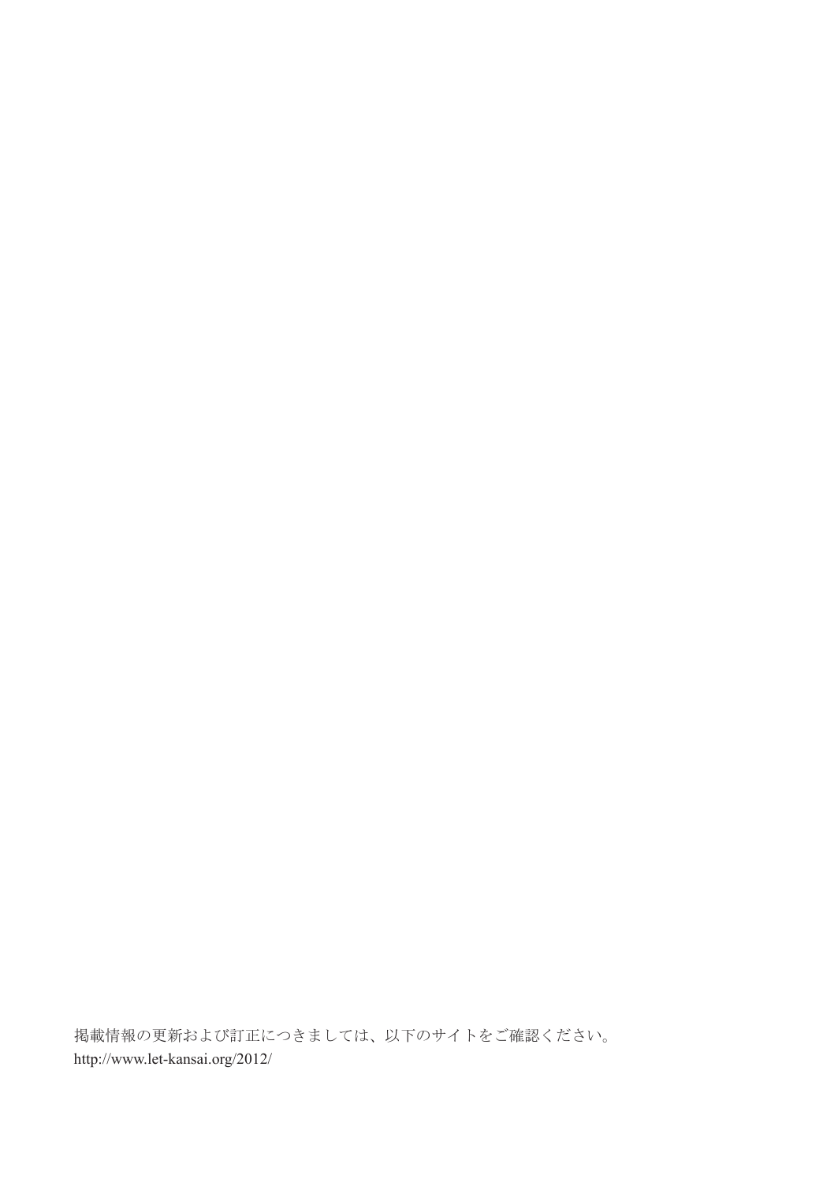掲載情報の更新および訂正につきましては、以下のサイトをご確認ください。
http://www.let-kansai.org/2012/